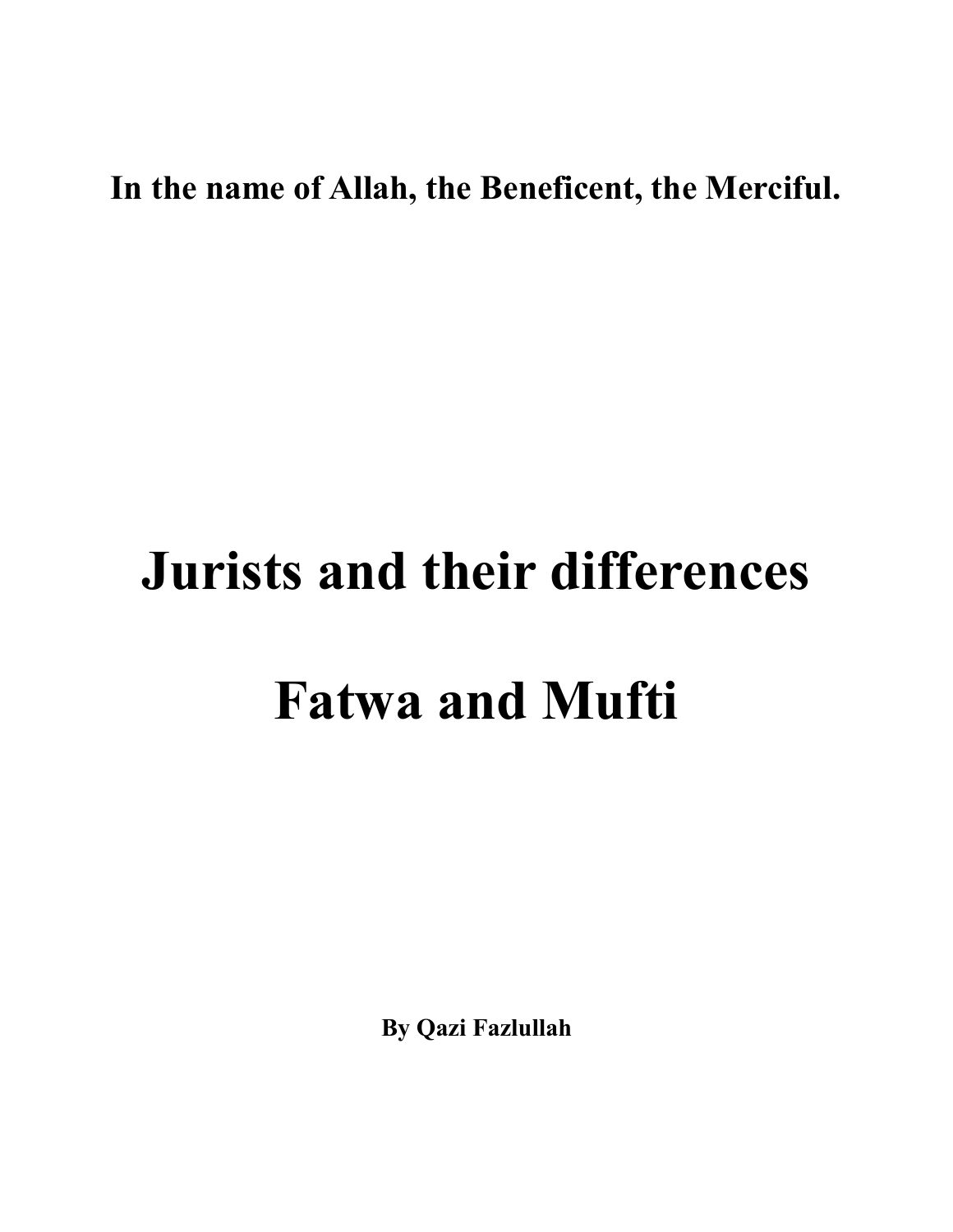**In the name of Allah, the Beneficent, the Merciful.**

# Jurists and their differences

# Fatwa and Mufti

**By Qazi Fazlullah**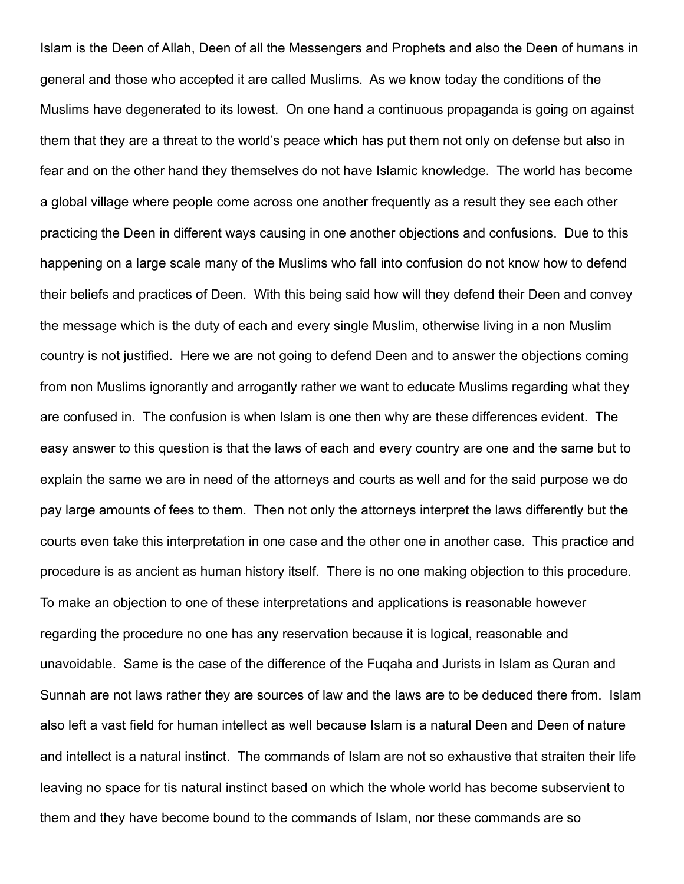Islam is the Deen of Allah, Deen of all the Messengers and Prophets and also the Deen of humans in general and those who accepted it are called Muslims. As we know today the conditions of the Muslims have degenerated to its lowest. On one hand a continuous propaganda is going on against them that they are a threat to the world's peace which has put them not only on defense but also in fear and on the other hand they themselves do not have Islamic knowledge. The world has become a global village where people come across one another frequently as a result they see each other practicing the Deen in different ways causing in one another objections and confusions. Due to this happening on a large scale many of the Muslims who fall into confusion do not know how to defend their beliefs and practices of Deen. With this being said how will they defend their Deen and convey the message which is the duty of each and every single Muslim, otherwise living in a non Muslim country is not justified. Here we are not going to defend Deen and to answer the objections coming from non Muslims ignorantly and arrogantly rather we want to educate Muslims regarding what they are confused in. The confusion is when Islam is one then why are these differences evident. The easy answer to this question is that the laws of each and every country are one and the same but to explain the same we are in need of the attorneys and courts as well and for the said purpose we do pay large amounts of fees to them. Then not only the attorneys interpret the laws differently but the courts even take this interpretation in one case and the other one in another case. This practice and procedure is as ancient as human history itself. There is no one making objection to this procedure. To make an objection to one of these interpretations and applications is reasonable however regarding the procedure no one has any reservation because it is logical, reasonable and unavoidable. Same is the case of the difference of the Fuqaha and Jurists in Islam as Quran and Sunnah are not laws rather they are sources of law and the laws are to be deduced there from. Islam also left a vast field for human intellect as well because Islam is a natural Deen and Deen of nature and intellect is a natural instinct. The commands of Islam are not so exhaustive that straiten their life leaving no space for tis natural instinct based on which the whole world has become subservient to them and they have become bound to the commands of Islam, nor these commands are so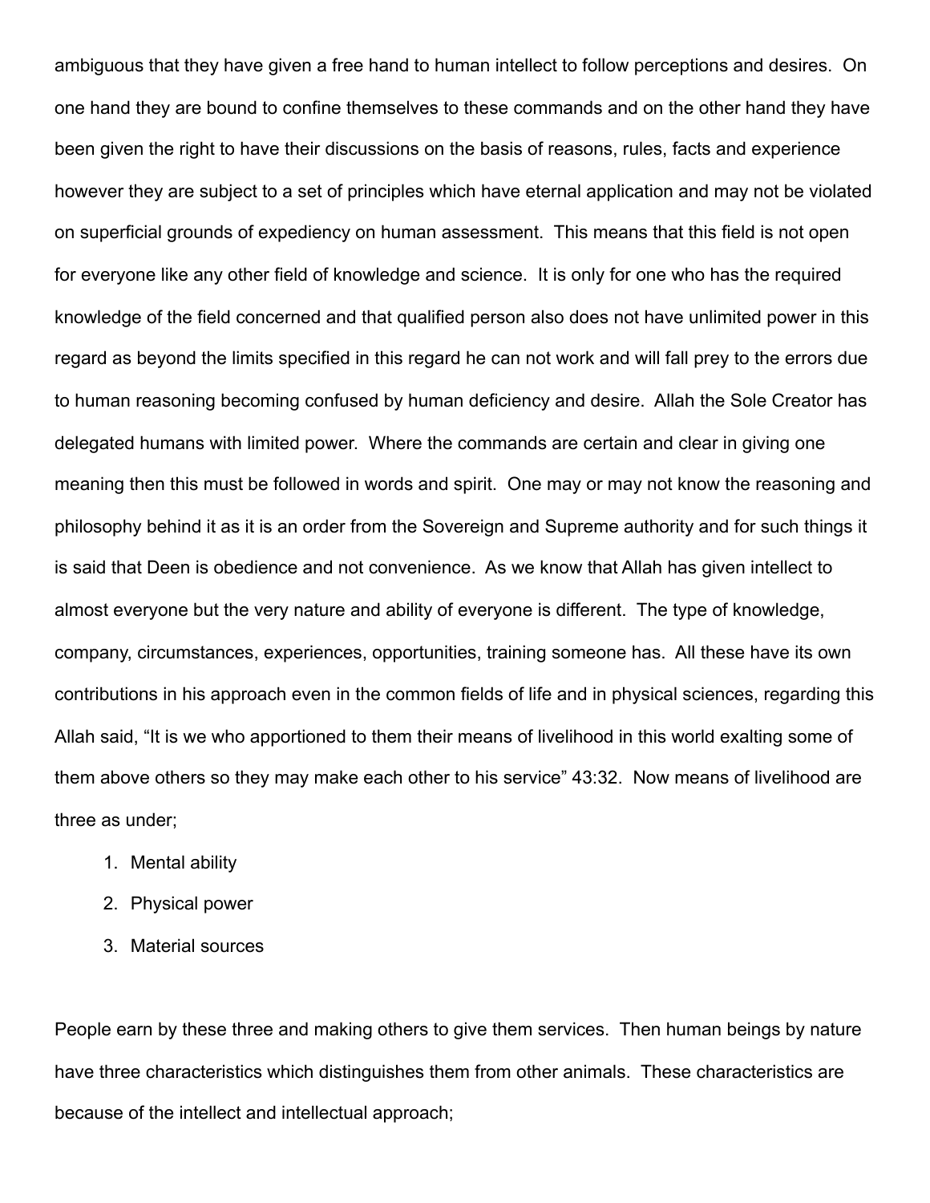ambiguous that they have given a free hand to human intellect to follow perceptions and desires. On one hand they are bound to confine themselves to these commands and on the other hand they have been given the right to have their discussions on the basis of reasons, rules, facts and experience however they are subject to a set of principles which have eternal application and may not be violated on superficial grounds of expediency on human assessment. This means that this field is not open for everyone like any other field of knowledge and science. It is only for one who has the required knowledge of the field concerned and that qualified person also does not have unlimited power in this regard as beyond the limits specified in this regard he can not work and will fall prey to the errors due to human reasoning becoming confused by human deficiency and desire. Allah the Sole Creator has delegated humans with limited power. Where the commands are certain and clear in giving one meaning then this must be followed in words and spirit. One may or may not know the reasoning and philosophy behind it as it is an order from the Sovereign and Supreme authority and for such things it is said that Deen is obedience and not convenience. As we know that Allah has given intellect to almost everyone but the very nature and ability of everyone is different. The type of knowledge, company, circumstances, experiences, opportunities, training someone has. All these have its own contributions in his approach even in the common fields of life and in physical sciences, regarding this Allah said, “It is we who apportioned to them their means of livelihood in this world exalting some of them above others so they may make each other to his service” 43:32. Now means of livelihood are three as under;

1. Mental ability
2. Physical power
3. Material sources

People earn by these three and making others to give them services. Then human beings by nature have three characteristics which distinguishes them from other animals. These characteristics are because of the intellect and intellectual approach;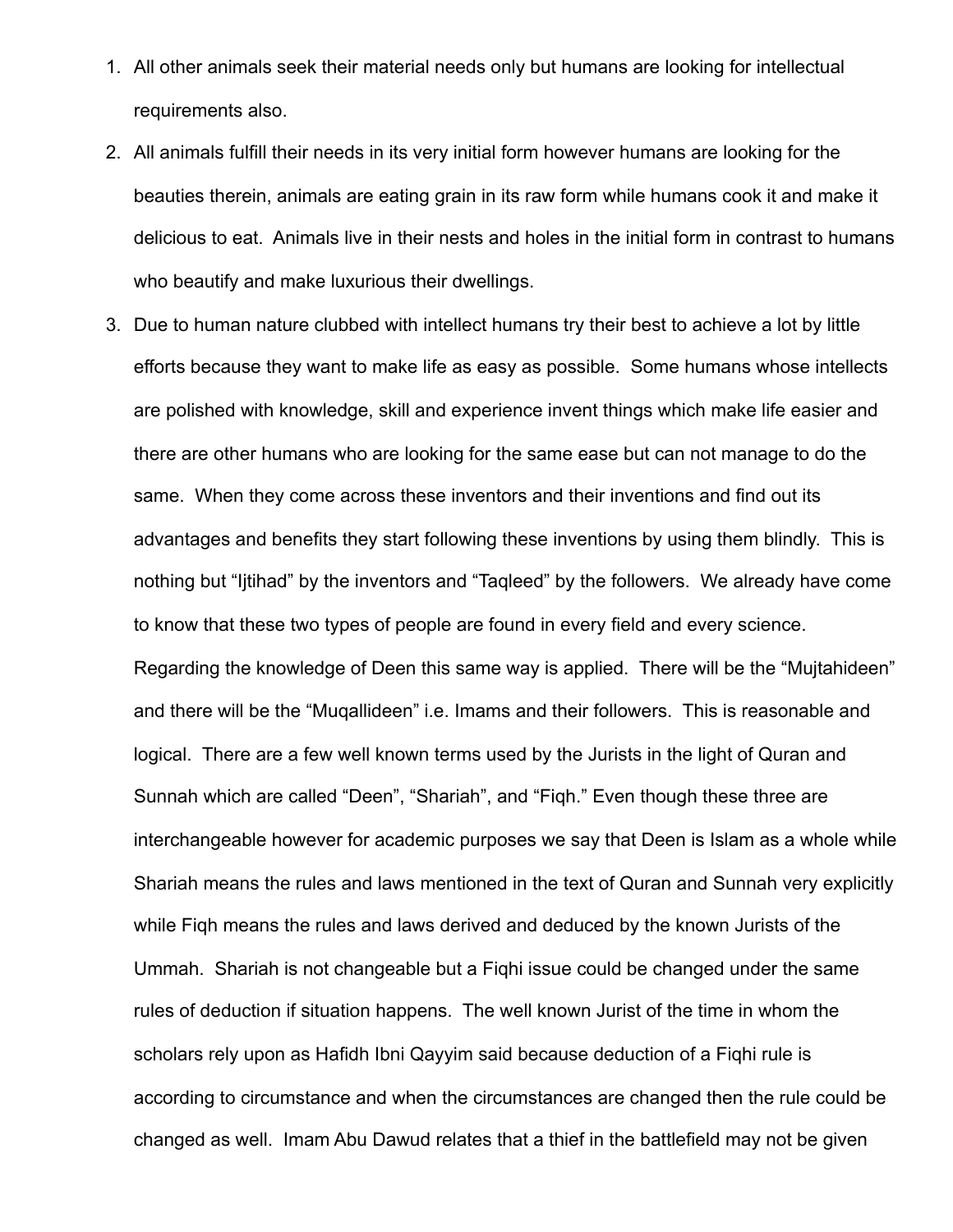1. All other animals seek their material needs only but humans are looking for intellectual requirements also.
2. All animals fulfill their needs in its very initial form however humans are looking for the beauties therein, animals are eating grain in its raw form while humans cook it and make it delicious to eat. Animals live in their nests and holes in the initial form in contrast to humans who beautify and make luxurious their dwellings.
3. Due to human nature clubbed with intellect humans try their best to achieve a lot by little efforts because they want to make life as easy as possible. Some humans whose intellects are polished with knowledge, skill and experience invent things which make life easier and there are other humans who are looking for the same ease but can not manage to do the same. When they come across these inventors and their inventions and find out its advantages and benefits they start following these inventions by using them blindly. This is nothing but "Ijtihad" by the inventors and "Taqleed" by the followers. We already have come to know that these two types of people are found in every field and every science. Regarding the knowledge of Deen this same way is applied. There will be the "Mujtahideen" and there will be the "Muqallideen" i.e. Imams and their followers. This is reasonable and logical. There are a few well known terms used by the Jurists in the light of Quran and Sunnah which are called "Deen", "Shariah", and "Fiqh." Even though these three are interchangeable however for academic purposes we say that Deen is Islam as a whole while Shariah means the rules and laws mentioned in the text of Quran and Sunnah very explicitly while Fiqh means the rules and laws derived and deduced by the known Jurists of the Ummah. Shariah is not changeable but a Fiqhi issue could be changed under the same rules of deduction if situation happens. The well known Jurist of the time in whom the scholars rely upon as Hafidh Ibni Qayyim said because deduction of a Fiqhi rule is according to circumstance and when the circumstances are changed then the rule could be changed as well. Imam Abu Dawud relates that a thief in the battlefield may not be given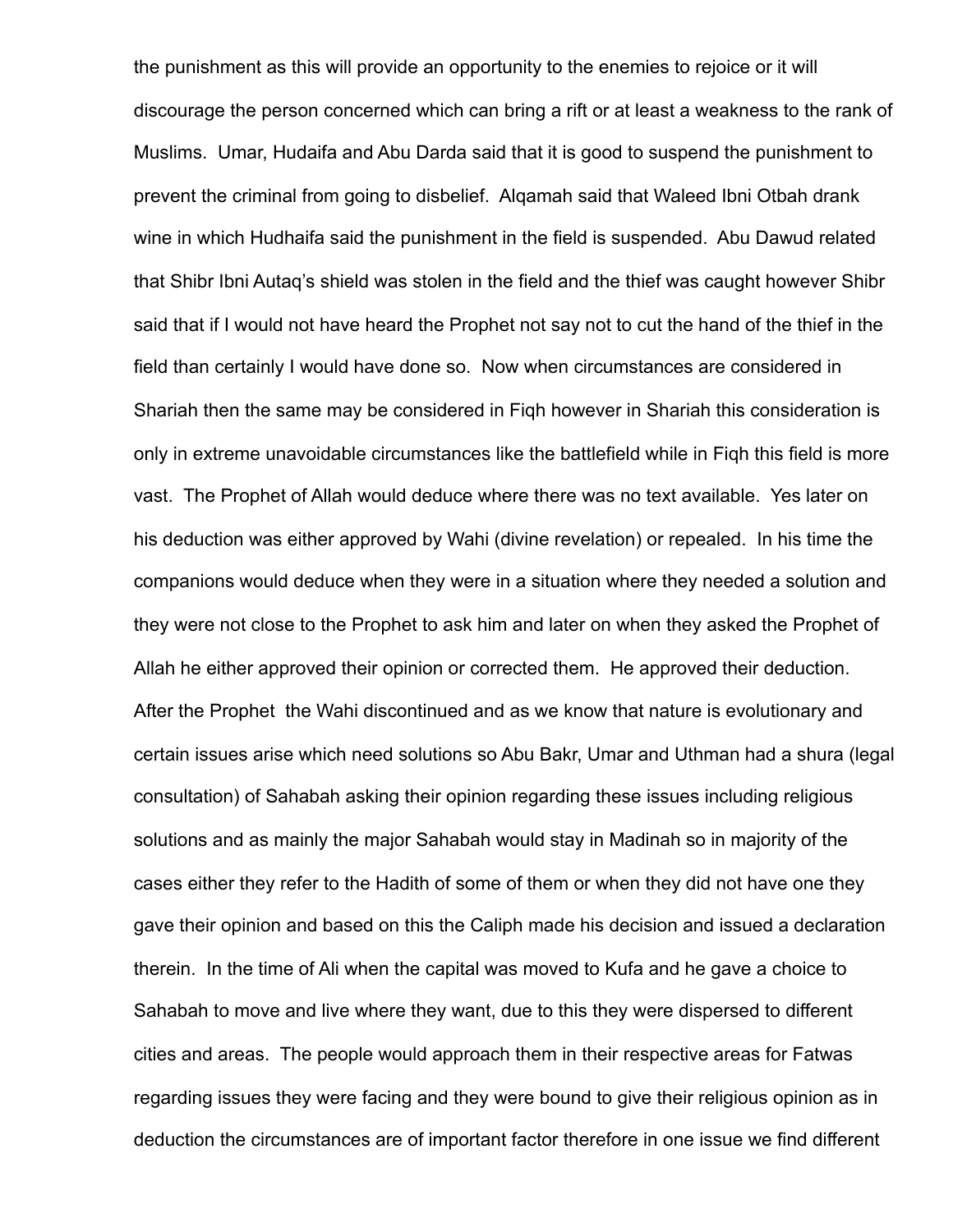the punishment as this will provide an opportunity to the enemies to rejoice or it will discourage the person concerned which can bring a rift or at least a weakness to the rank of Muslims. Umar, Hudaifa and Abu Darda said that it is good to suspend the punishment to prevent the criminal from going to disbelief. Alqamah said that Waleed Ibni Otbah drank wine in which Hudhaifa said the punishment in the field is suspended. Abu Dawud related that Shibr Ibni Autaq's shield was stolen in the field and the thief was caught however Shibr said that if I would not have heard the Prophet not say not to cut the hand of the thief in the field than certainly I would have done so. Now when circumstances are considered in Shariah then the same may be considered in Fiqh however in Shariah this consideration is only in extreme unavoidable circumstances like the battlefield while in Fiqh this field is more vast. The Prophet of Allah would deduce where there was no text available. Yes later on his deduction was either approved by Wahi (divine revelation) or repealed. In his time the companions would deduce when they were in a situation where they needed a solution and they were not close to the Prophet to ask him and later on when they asked the Prophet of Allah he either approved their opinion or corrected them. He approved their deduction. After the Prophet the Wahi discontinued and as we know that nature is evolutionary and certain issues arise which need solutions so Abu Bakr, Umar and Uthman had a shura (legal consultation) of Sahabah asking their opinion regarding these issues including religious solutions and as mainly the major Sahabah would stay in Madinah so in majority of the cases either they refer to the Hadith of some of them or when they did not have one they gave their opinion and based on this the Caliph made his decision and issued a declaration therein. In the time of Ali when the capital was moved to Kufa and he gave a choice to Sahabah to move and live where they want, due to this they were dispersed to different cities and areas. The people would approach them in their respective areas for Fatwas regarding issues they were facing and they were bound to give their religious opinion as in deduction the circumstances are of important factor therefore in one issue we find different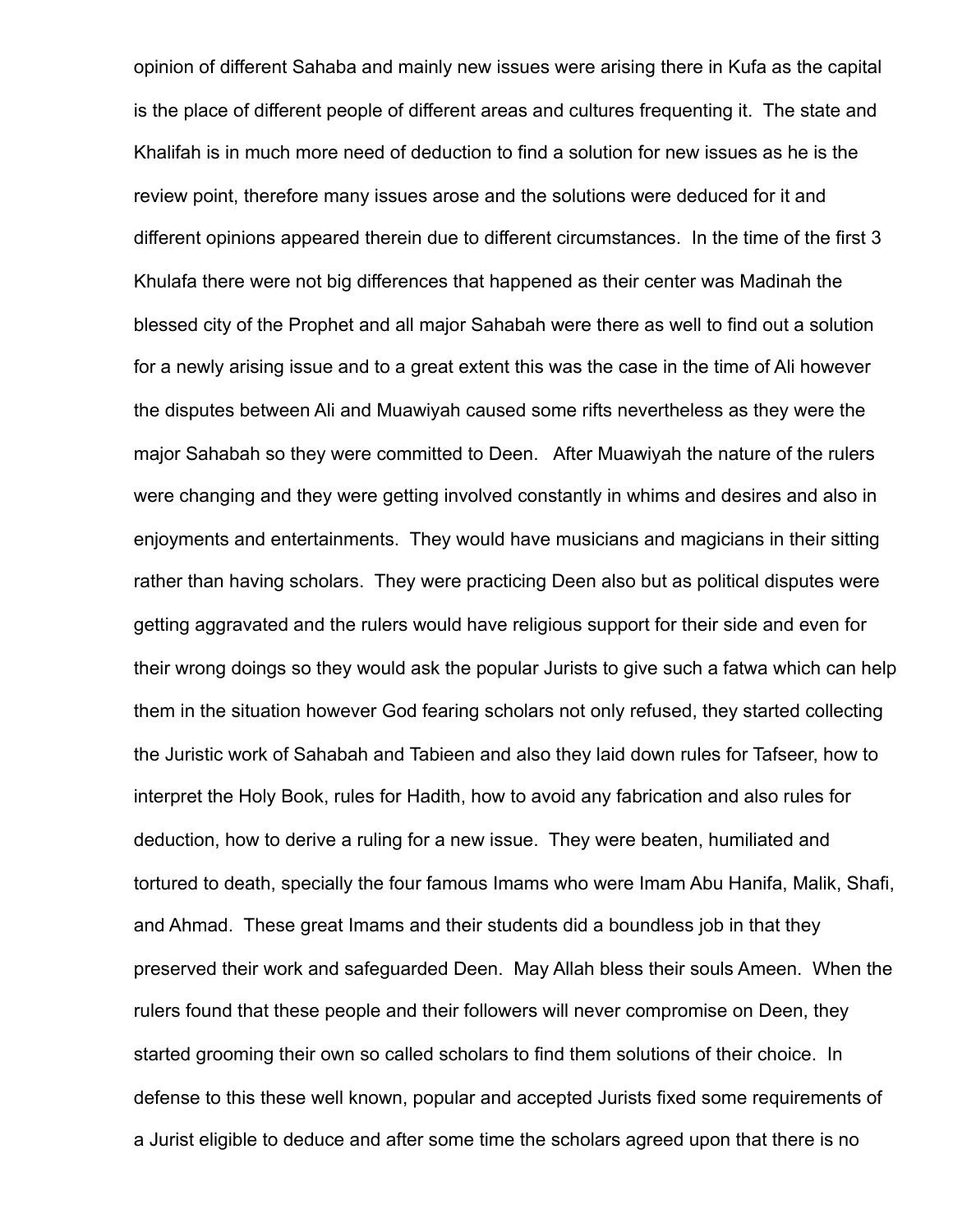opinion of different Sahaba and mainly new issues were arising there in Kufa as the capital is the place of different people of different areas and cultures frequenting it. The state and Khalifah is in much more need of deduction to find a solution for new issues as he is the review point, therefore many issues arose and the solutions were deduced for it and different opinions appeared therein due to different circumstances. In the time of the first 3 Khulafa there were not big differences that happened as their center was Madinah the blessed city of the Prophet and all major Sahabah were there as well to find out a solution for a newly arising issue and to a great extent this was the case in the time of Ali however the disputes between Ali and Muawiyah caused some rifts nevertheless as they were the major Sahabah so they were committed to Deen. After Muawiyah the nature of the rulers were changing and they were getting involved constantly in whims and desires and also in enjoyments and entertainments. They would have musicians and magicians in their sitting rather than having scholars. They were practicing Deen also but as political disputes were getting aggravated and the rulers would have religious support for their side and even for their wrong doings so they would ask the popular Jurists to give such a fatwa which can help them in the situation however God fearing scholars not only refused, they started collecting the Juristic work of Sahabah and Tabieen and also they laid down rules for Tafseer, how to interpret the Holy Book, rules for Hadith, how to avoid any fabrication and also rules for deduction, how to derive a ruling for a new issue. They were beaten, humiliated and tortured to death, specially the four famous Imams who were Imam Abu Hanifa, Malik, Shafi, and Ahmad. These great Imams and their students did a boundless job in that they preserved their work and safeguarded Deen. May Allah bless their souls Ameen. When the rulers found that these people and their followers will never compromise on Deen, they started grooming their own so called scholars to find them solutions of their choice. In defense to this these well known, popular and accepted Jurists fixed some requirements of a Jurist eligible to deduce and after some time the scholars agreed upon that there is no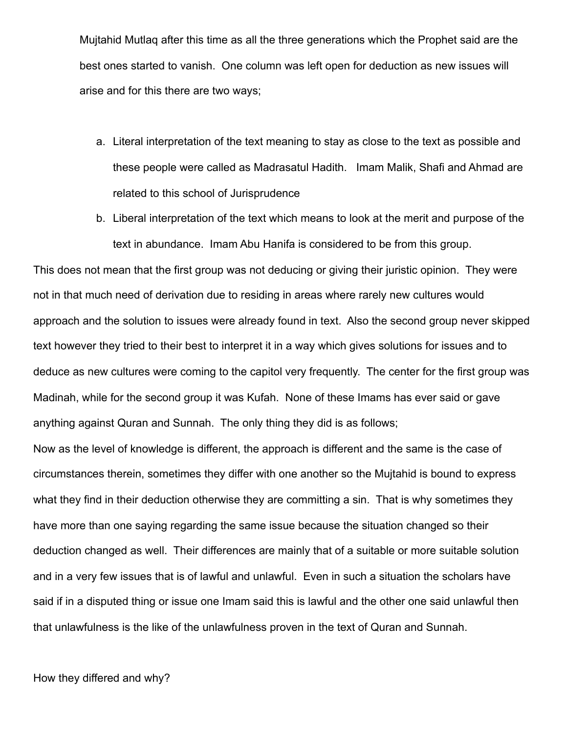Mujtahid Mutlaq after this time as all the three generations which the Prophet said are the best ones started to vanish. One column was left open for deduction as new issues will arise and for this there are two ways;

a. Literal interpretation of the text meaning to stay as close to the text as possible and these people were called as Madrasatul Hadith. Imam Malik, Shafi and Ahmad are related to this school of Jurisprudence
b. Liberal interpretation of the text which means to look at the merit and purpose of the text in abundance. Imam Abu Hanifa is considered to be from this group.

This does not mean that the first group was not deducing or giving their juristic opinion. They were not in that much need of derivation due to residing in areas where rarely new cultures would approach and the solution to issues were already found in text. Also the second group never skipped text however they tried to their best to interpret it in a way which gives solutions for issues and to deduce as new cultures were coming to the capitol very frequently. The center for the first group was Madinah, while for the second group it was Kufah. None of these Imams has ever said or gave anything against Quran and Sunnah. The only thing they did is as follows;

Now as the level of knowledge is different, the approach is different and the same is the case of circumstances therein, sometimes they differ with one another so the Mujtahid is bound to express what they find in their deduction otherwise they are committing a sin. That is why sometimes they have more than one saying regarding the same issue because the situation changed so their deduction changed as well. Their differences are mainly that of a suitable or more suitable solution and in a very few issues that is of lawful and unlawful. Even in such a situation the scholars have said if in a disputed thing or issue one Imam said this is lawful and the other one said unlawful then that unlawfulness is the like of the unlawfulness proven in the text of Quran and Sunnah.

How they differed and why?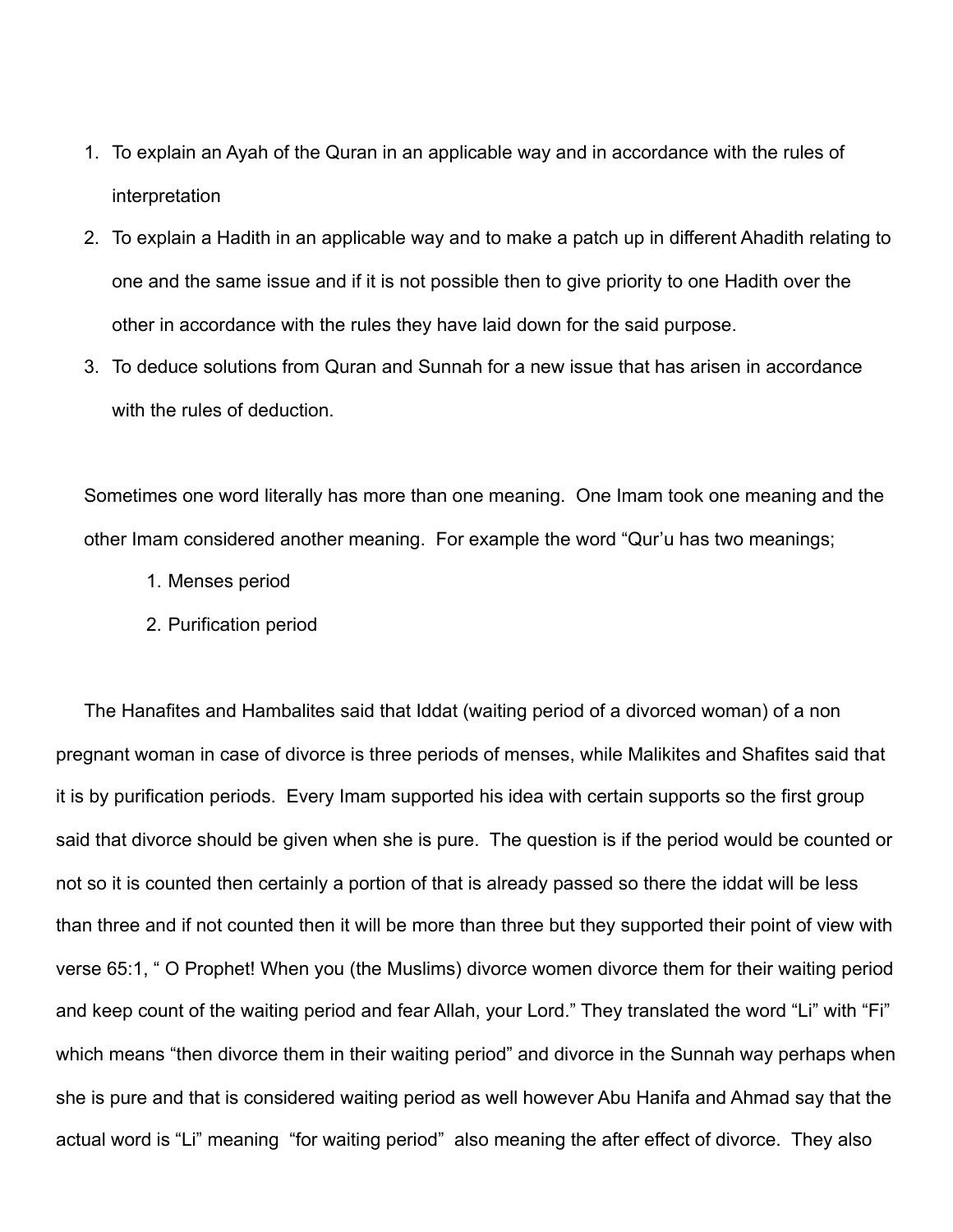1. To explain an Ayah of the Quran in an applicable way and in accordance with the rules of interpretation
2. To explain a Hadith in an applicable way and to make a patch up in different Ahadith relating to one and the same issue and if it is not possible then to give priority to one Hadith over the other in accordance with the rules they have laid down for the said purpose.
3. To deduce solutions from Quran and Sunnah for a new issue that has arisen in accordance with the rules of deduction.

Sometimes one word literally has more than one meaning. One Imam took one meaning and the other Imam considered another meaning. For example the word "Qur'u has two meanings;

1. Menses period
2. Purification period

The Hanafites and Hambalites said that Iddat (waiting period of a divorced woman) of a non pregnant woman in case of divorce is three periods of menses, while Malikites and Shafites said that it is by purification periods. Every Imam supported his idea with certain supports so the first group said that divorce should be given when she is pure. The question is if the period would be counted or not so it is counted then certainly a portion of that is already passed so there the iddat will be less than three and if not counted then it will be more than three but they supported their point of view with verse 65:1, " O Prophet! When you (the Muslims) divorce women divorce them for their waiting period and keep count of the waiting period and fear Allah, your Lord." They translated the word "Li" with "Fi" which means "then divorce them in their waiting period" and divorce in the Sunnah way perhaps when she is pure and that is considered waiting period as well however Abu Hanifa and Ahmad say that the actual word is "Li" meaning "for waiting period" also meaning the after effect of divorce. They also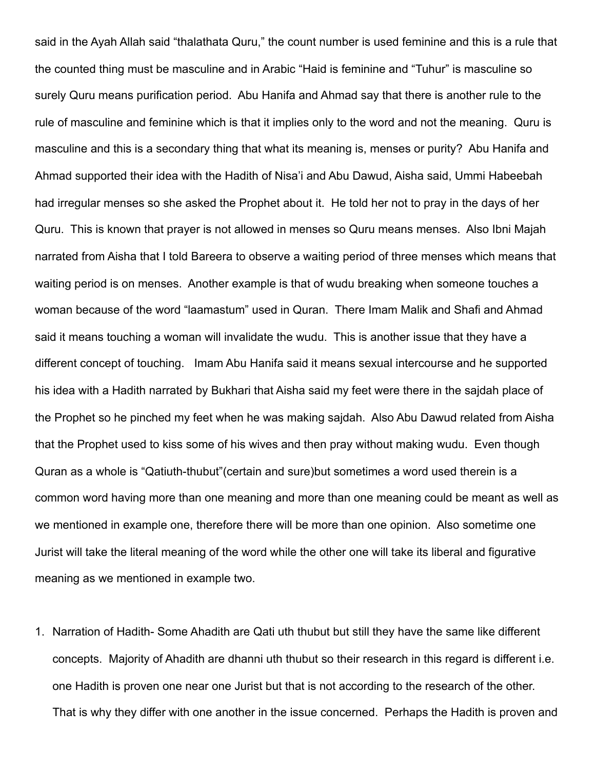said in the Ayah Allah said "thalathata Quru," the count number is used feminine and this is a rule that the counted thing must be masculine and in Arabic "Haid is feminine and "Tuhur" is masculine so surely Quru means purification period. Abu Hanifa and Ahmad say that there is another rule to the rule of masculine and feminine which is that it implies only to the word and not the meaning. Quru is masculine and this is a secondary thing that what its meaning is, menses or purity? Abu Hanifa and Ahmad supported their idea with the Hadith of Nisa'i and Abu Dawud, Aisha said, Ummi Habeebah had irregular menses so she asked the Prophet about it. He told her not to pray in the days of her Quru. This is known that prayer is not allowed in menses so Quru means menses. Also Ibni Majah narrated from Aisha that I told Bareera to observe a waiting period of three menses which means that waiting period is on menses. Another example is that of wudu breaking when someone touches a woman because of the word "laamastum" used in Quran. There Imam Malik and Shafi and Ahmad said it means touching a woman will invalidate the wudu. This is another issue that they have a different concept of touching. Imam Abu Hanifa said it means sexual intercourse and he supported his idea with a Hadith narrated by Bukhari that Aisha said my feet were there in the sajdah place of the Prophet so he pinched my feet when he was making sajdah. Also Abu Dawud related from Aisha that the Prophet used to kiss some of his wives and then pray without making wudu. Even though Quran as a whole is "Qatiuth-thubut"(certain and sure)but sometimes a word used therein is a common word having more than one meaning and more than one meaning could be meant as well as we mentioned in example one, therefore there will be more than one opinion. Also sometime one Jurist will take the literal meaning of the word while the other one will take its liberal and figurative meaning as we mentioned in example two.

1. Narration of Hadith- Some Ahadith are Qati uth thubut but still they have the same like different concepts. Majority of Ahadith are dhanni uth thubut so their research in this regard is different i.e. one Hadith is proven one near one Jurist but that is not according to the research of the other. That is why they differ with one another in the issue concerned. Perhaps the Hadith is proven and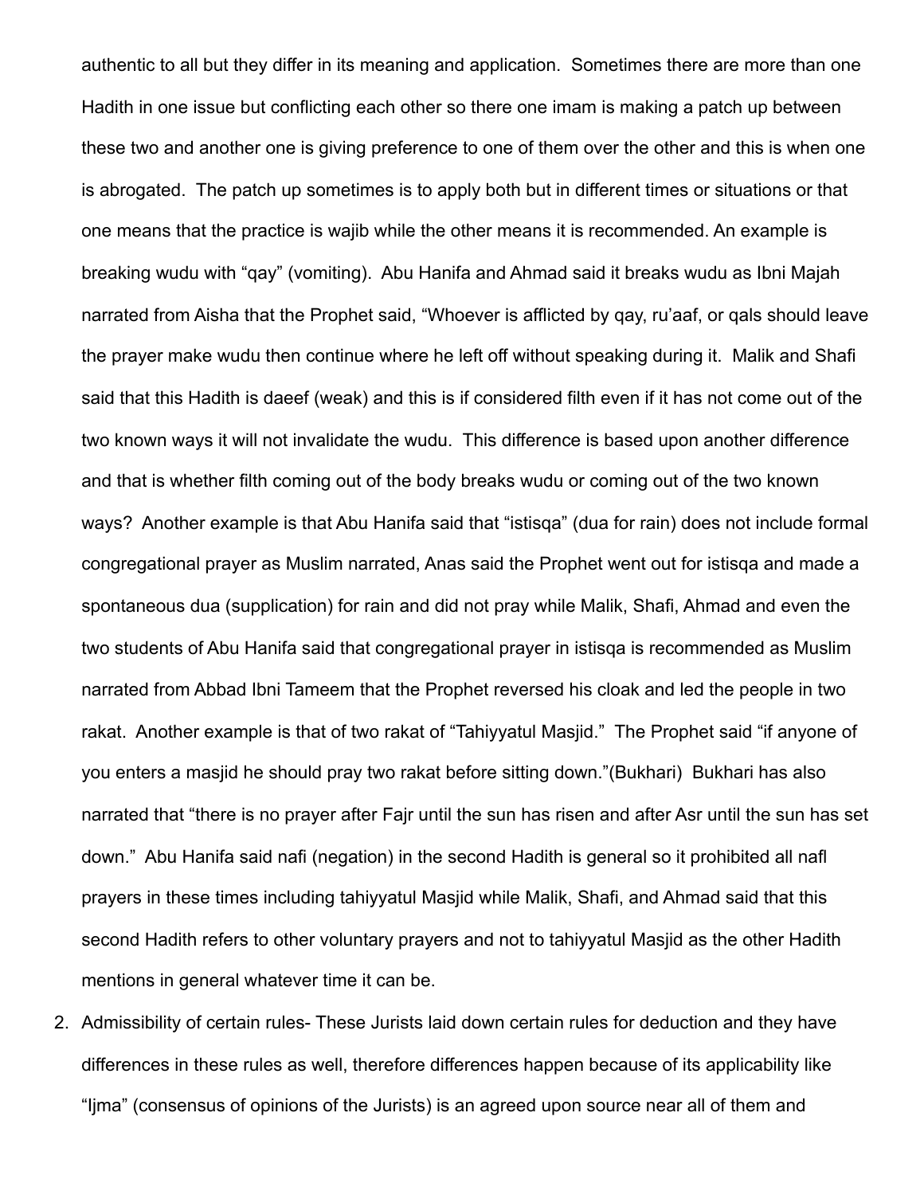authentic to all but they differ in its meaning and application. Sometimes there are more than one Hadith in one issue but conflicting each other so there one imam is making a patch up between these two and another one is giving preference to one of them over the other and this is when one is abrogated. The patch up sometimes is to apply both but in different times or situations or that one means that the practice is wajib while the other means it is recommended. An example is breaking wudu with "qay" (vomiting). Abu Hanifa and Ahmad said it breaks wudu as Ibni Majah narrated from Aisha that the Prophet said, "Whoever is afflicted by qay, ru'aaf, or qals should leave the prayer make wudu then continue where he left off without speaking during it. Malik and Shafi said that this Hadith is daeef (weak) and this is if considered filth even if it has not come out of the two known ways it will not invalidate the wudu. This difference is based upon another difference and that is whether filth coming out of the body breaks wudu or coming out of the two known ways? Another example is that Abu Hanifa said that "istisqa" (dua for rain) does not include formal congregational prayer as Muslim narrated, Anas said the Prophet went out for istisqa and made a spontaneous dua (supplication) for rain and did not pray while Malik, Shafi, Ahmad and even the two students of Abu Hanifa said that congregational prayer in istisqa is recommended as Muslim narrated from Abbad Ibni Tameem that the Prophet reversed his cloak and led the people in two rakat. Another example is that of two rakat of "Tahiyyatul Masjid." The Prophet said "if anyone of you enters a masjid he should pray two rakat before sitting down."(Bukhari) Bukhari has also narrated that "there is no prayer after Fajr until the sun has risen and after Asr until the sun has set down." Abu Hanifa said nafi (negation) in the second Hadith is general so it prohibited all nafl prayers in these times including tahiyyatul Masjid while Malik, Shafi, and Ahmad said that this second Hadith refers to other voluntary prayers and not to tahiyyatul Masjid as the other Hadith mentions in general whatever time it can be.

2. Admissibility of certain rules- These Jurists laid down certain rules for deduction and they have differences in these rules as well, therefore differences happen because of its applicability like "Ijma" (consensus of opinions of the Jurists) is an agreed upon source near all of them and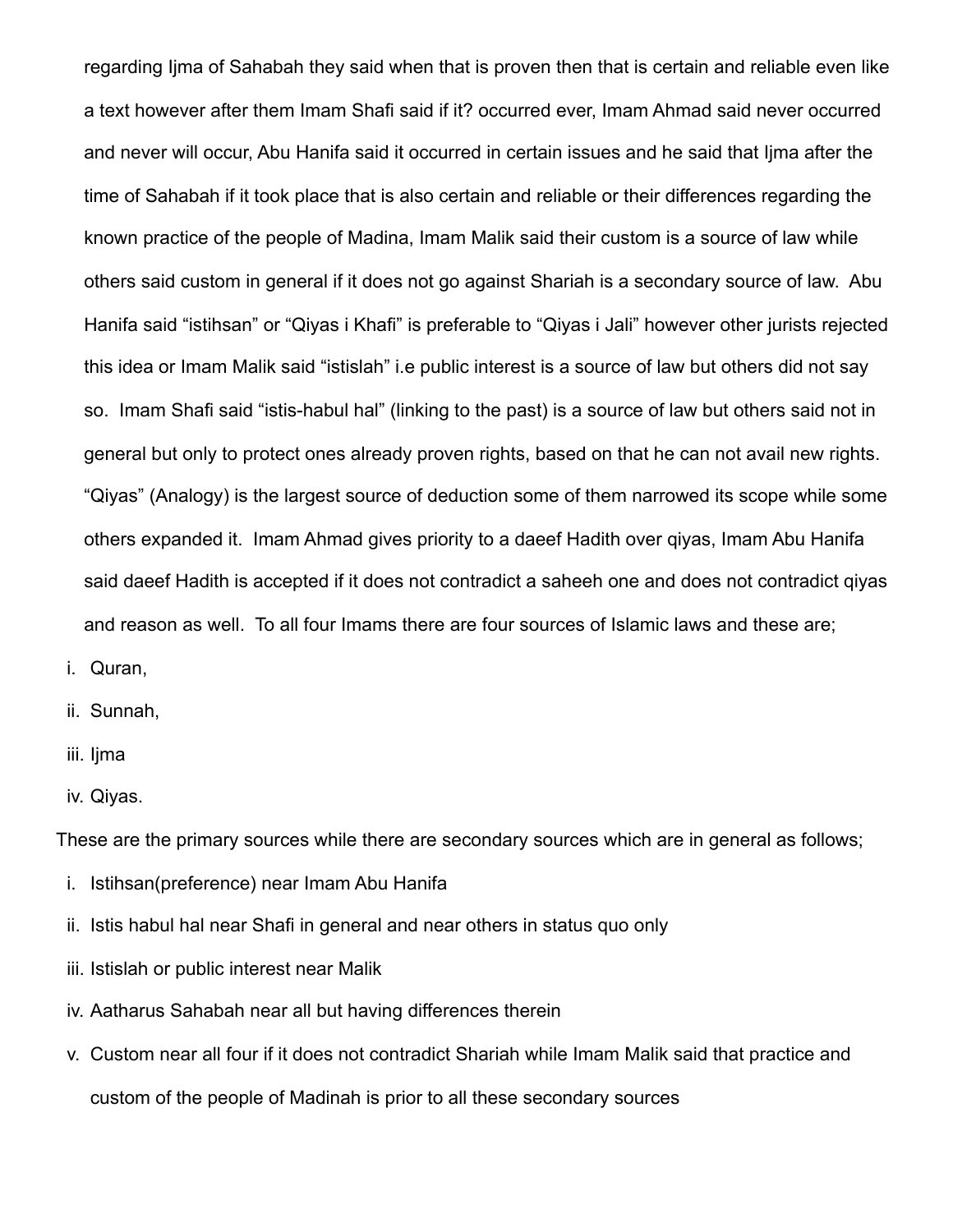regarding Ijma of Sahabah they said when that is proven then that is certain and reliable even like a text however after them Imam Shafi said if it? occurred ever, Imam Ahmad said never occurred and never will occur, Abu Hanifa said it occurred in certain issues and he said that Ijma after the time of Sahabah if it took place that is also certain and reliable or their differences regarding the known practice of the people of Madina, Imam Malik said their custom is a source of law while others said custom in general if it does not go against Shariah is a secondary source of law. Abu Hanifa said "istihsan" or "Qiyas i Khafi" is preferable to "Qiyas i Jali" however other jurists rejected this idea or Imam Malik said "istislah" i.e public interest is a source of law but others did not say so. Imam Shafi said "istis-habul hal" (linking to the past) is a source of law but others said not in general but only to protect ones already proven rights, based on that he can not avail new rights. "Qiyas" (Analogy) is the largest source of deduction some of them narrowed its scope while some others expanded it. Imam Ahmad gives priority to a daeef Hadith over qiyas, Imam Abu Hanifa said daeef Hadith is accepted if it does not contradict a saheeh one and does not contradict qiyas and reason as well. To all four Imams there are four sources of Islamic laws and these are;

i. Quran,
ii. Sunnah,
iii. Ijma
iv. Qiyas.

These are the primary sources while there are secondary sources which are in general as follows;

i. Istihsan(preference) near Imam Abu Hanifa
ii. Istis habul hal near Shafi in general and near others in status quo only
iii. Istislah or public interest near Malik
iv. Aatharus Sahabah near all but having differences therein
v. Custom near all four if it does not contradict Shariah while Imam Malik said that practice and custom of the people of Madinah is prior to all these secondary sources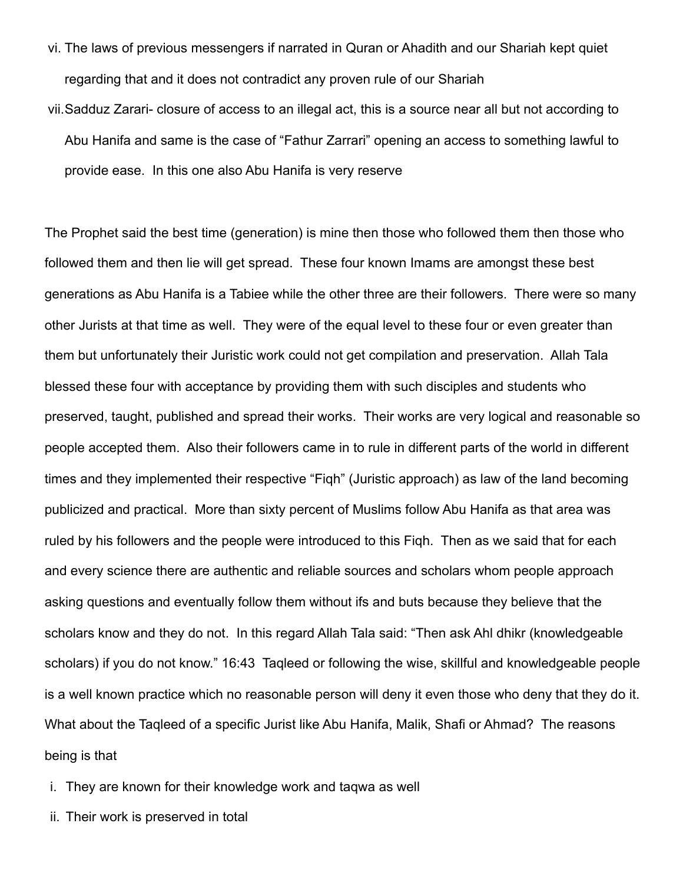vi. The laws of previous messengers if narrated in Quran or Ahadith and our Shariah kept quiet regarding that and it does not contradict any proven rule of our Shariah

vii. Sadduz Zarari- closure of access to an illegal act, this is a source near all but not according to Abu Hanifa and same is the case of "Fathur Zarrari" opening an access to something lawful to provide ease. In this one also Abu Hanifa is very reserve

The Prophet said the best time (generation) is mine then those who followed them then those who followed them and then lie will get spread. These four known Imams are amongst these best generations as Abu Hanifa is a Tabiee while the other three are their followers. There were so many other Jurists at that time as well. They were of the equal level to these four or even greater than them but unfortunately their Juristic work could not get compilation and preservation. Allah Tala blessed these four with acceptance by providing them with such disciples and students who preserved, taught, published and spread their works. Their works are very logical and reasonable so people accepted them. Also their followers came in to rule in different parts of the world in different times and they implemented their respective "Fiqh" (Juristic approach) as law of the land becoming publicized and practical. More than sixty percent of Muslims follow Abu Hanifa as that area was ruled by his followers and the people were introduced to this Fiqh. Then as we said that for each and every science there are authentic and reliable sources and scholars whom people approach asking questions and eventually follow them without ifs and buts because they believe that the scholars know and they do not. In this regard Allah Tala said: "Then ask Ahl dhikr (knowledgeable scholars) if you do not know." 16:43 Taqleed or following the wise, skillful and knowledgeable people is a well known practice which no reasonable person will deny it even those who deny that they do it. What about the Taqleed of a specific Jurist like Abu Hanifa, Malik, Shafi or Ahmad? The reasons being is that

i. They are known for their knowledge work and taqwa as well

ii. Their work is preserved in total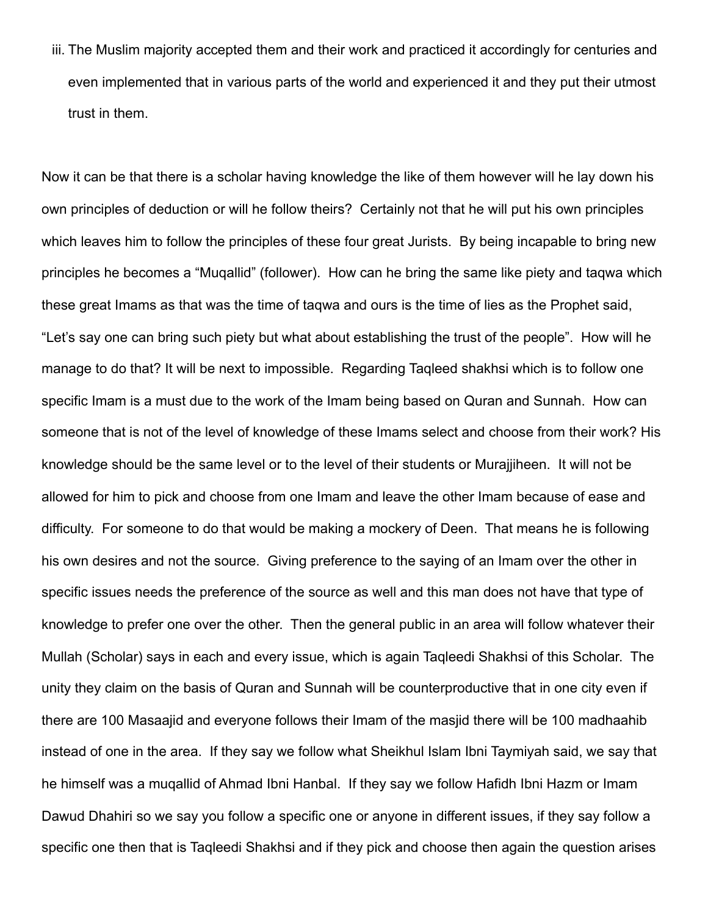iii. The Muslim majority accepted them and their work and practiced it accordingly for centuries and even implemented that in various parts of the world and experienced it and they put their utmost trust in them.

Now it can be that there is a scholar having knowledge the like of them however will he lay down his own principles of deduction or will he follow theirs? Certainly not that he will put his own principles which leaves him to follow the principles of these four great Jurists. By being incapable to bring new principles he becomes a "Muqallid" (follower). How can he bring the same like piety and taqwa which these great Imams as that was the time of taqwa and ours is the time of lies as the Prophet said, "Let's say one can bring such piety but what about establishing the trust of the people". How will he manage to do that? It will be next to impossible. Regarding Taqleed shakhsi which is to follow one specific Imam is a must due to the work of the Imam being based on Quran and Sunnah. How can someone that is not of the level of knowledge of these Imams select and choose from their work? His knowledge should be the same level or to the level of their students or Murajjiheen. It will not be allowed for him to pick and choose from one Imam and leave the other Imam because of ease and difficulty. For someone to do that would be making a mockery of Deen. That means he is following his own desires and not the source. Giving preference to the saying of an Imam over the other in specific issues needs the preference of the source as well and this man does not have that type of knowledge to prefer one over the other. Then the general public in an area will follow whatever their Mullah (Scholar) says in each and every issue, which is again Taqleedi Shakhsi of this Scholar. The unity they claim on the basis of Quran and Sunnah will be counterproductive that in one city even if there are 100 Masaajid and everyone follows their Imam of the masjid there will be 100 madhaahib instead of one in the area. If they say we follow what Sheikhul Islam Ibni Taymiyah said, we say that he himself was a muqallid of Ahmad Ibni Hanbal. If they say we follow Hafidh Ibni Hazm or Imam Dawud Dhahiri so we say you follow a specific one or anyone in different issues, if they say follow a specific one then that is Taqleedi Shakhsi and if they pick and choose then again the question arises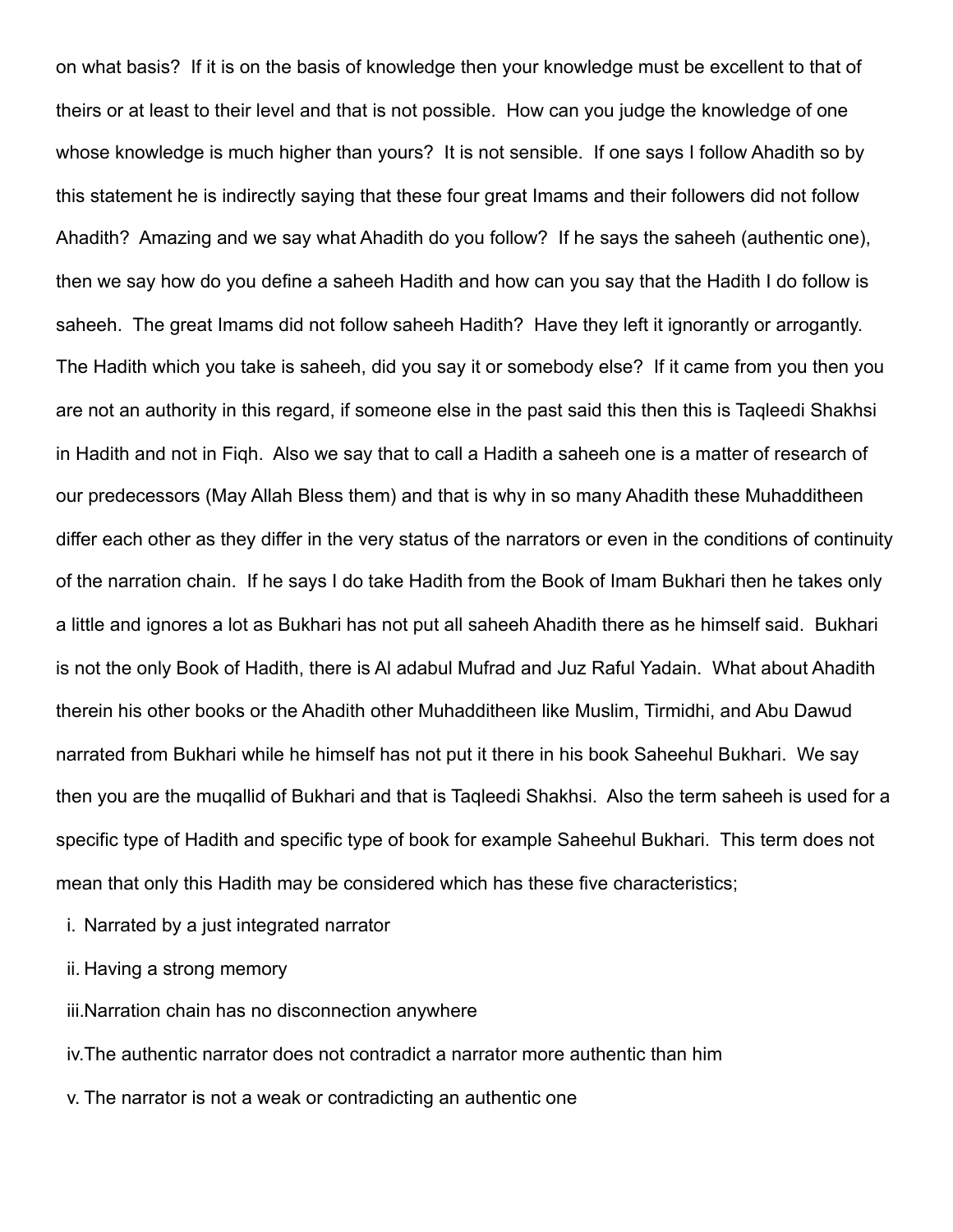on what basis? If it is on the basis of knowledge then your knowledge must be excellent to that of theirs or at least to their level and that is not possible. How can you judge the knowledge of one whose knowledge is much higher than yours? It is not sensible. If one says I follow Ahadith so by this statement he is indirectly saying that these four great Imams and their followers did not follow Ahadith? Amazing and we say what Ahadith do you follow? If he says the saheeh (authentic one), then we say how do you define a saheeh Hadith and how can you say that the Hadith I do follow is saheeh. The great Imams did not follow saheeh Hadith? Have they left it ignorantly or arrogantly. The Hadith which you take is saheeh, did you say it or somebody else? If it came from you then you are not an authority in this regard, if someone else in the past said this then this is Taqleedi Shakhsi in Hadith and not in Fiqh. Also we say that to call a Hadith a saheeh one is a matter of research of our predecessors (May Allah Bless them) and that is why in so many Ahadith these Muhadditheen differ each other as they differ in the very status of the narrators or even in the conditions of continuity of the narration chain. If he says I do take Hadith from the Book of Imam Bukhari then he takes only a little and ignores a lot as Bukhari has not put all saheeh Ahadith there as he himself said. Bukhari is not the only Book of Hadith, there is Al adabul Mufrad and Juz Raful Yadain. What about Ahadith therein his other books or the Ahadith other Muhadditheen like Muslim, Tirmidhi, and Abu Dawud narrated from Bukhari while he himself has not put it there in his book Saheehul Bukhari. We say then you are the muqallid of Bukhari and that is Taqleedi Shakhsi. Also the term saheeh is used for a specific type of Hadith and specific type of book for example Saheehul Bukhari. This term does not mean that only this Hadith may be considered which has these five characteristics;

i. Narrated by a just integrated narrator
ii. Having a strong memory
iii. Narration chain has no disconnection anywhere
iv. The authentic narrator does not contradict a narrator more authentic than him
v. The narrator is not a weak or contradicting an authentic one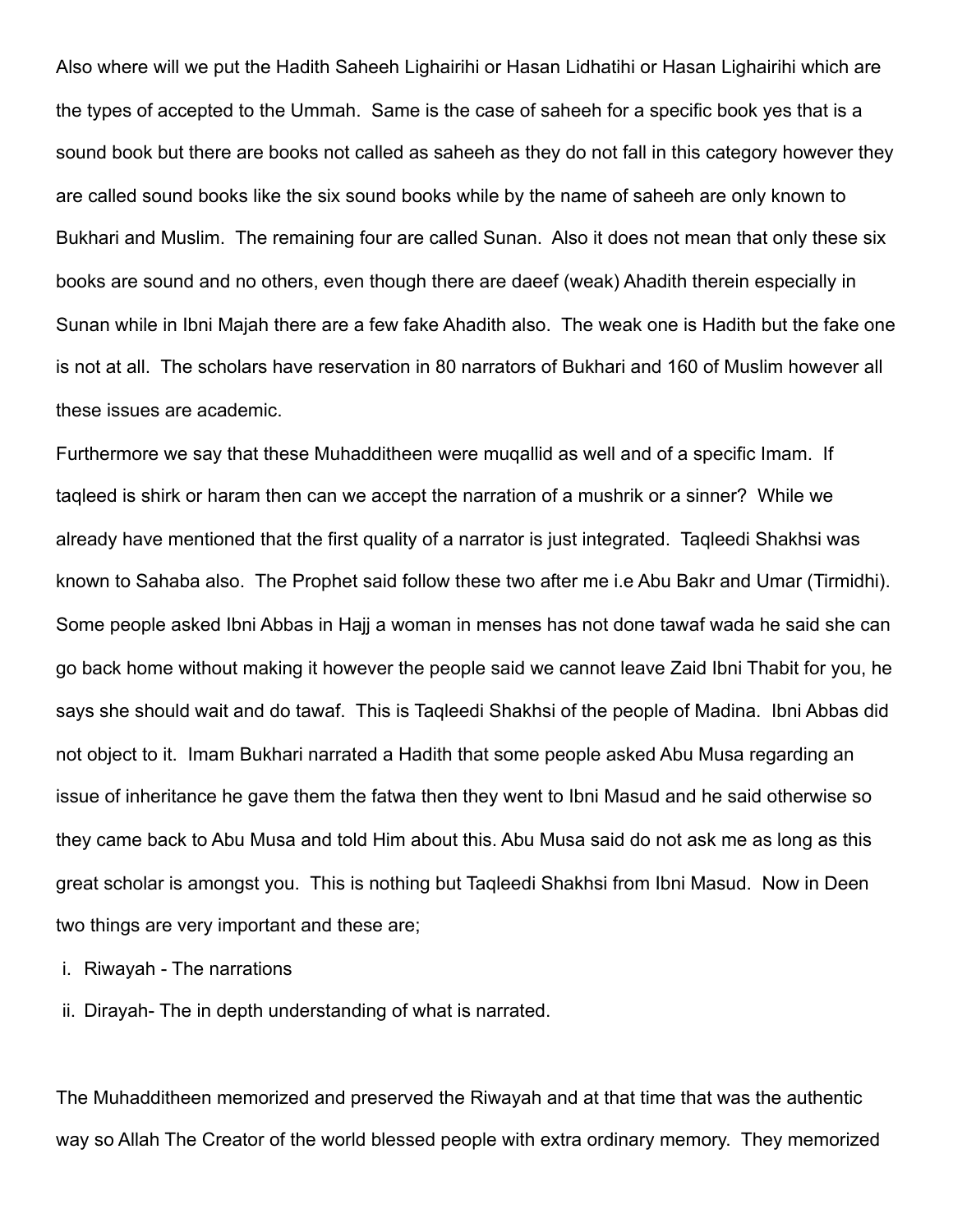Also where will we put the Hadith Saheeh Lighairihi or Hasan Lidhatihi or Hasan Lighairihi which are the types of accepted to the Ummah. Same is the case of saheeh for a specific book yes that is a sound book but there are books not called as saheeh as they do not fall in this category however they are called sound books like the six sound books while by the name of saheeh are only known to Bukhari and Muslim. The remaining four are called Sunan. Also it does not mean that only these six books are sound and no others, even though there are daeef (weak) Ahadith therein especially in Sunan while in Ibni Majah there are a few fake Ahadith also. The weak one is Hadith but the fake one is not at all. The scholars have reservation in 80 narrators of Bukhari and 160 of Muslim however all these issues are academic.

Furthermore we say that these Muhadditheen were muqallid as well and of a specific Imam. If taqleed is shirk or haram then can we accept the narration of a mushrik or a sinner? While we already have mentioned that the first quality of a narrator is just integrated. Taqleedi Shakhsi was known to Sahaba also. The Prophet said follow these two after me i.e Abu Bakr and Umar (Tirmidhi). Some people asked Ibni Abbas in Hajj a woman in menses has not done tawaf wada he said she can go back home without making it however the people said we cannot leave Zaid Ibni Thabit for you, he says she should wait and do tawaf. This is Taqleedi Shakhsi of the people of Madina. Ibni Abbas did not object to it. Imam Bukhari narrated a Hadith that some people asked Abu Musa regarding an issue of inheritance he gave them the fatwa then they went to Ibni Masud and he said otherwise so they came back to Abu Musa and told Him about this. Abu Musa said do not ask me as long as this great scholar is amongst you. This is nothing but Taqleedi Shakhsi from Ibni Masud. Now in Deen two things are very important and these are;

i. Riwayah - The narrations
ii. Dirayah- The in depth understanding of what is narrated.

The Muhadditheen memorized and preserved the Riwayah and at that time that was the authentic way so Allah The Creator of the world blessed people with extra ordinary memory. They memorized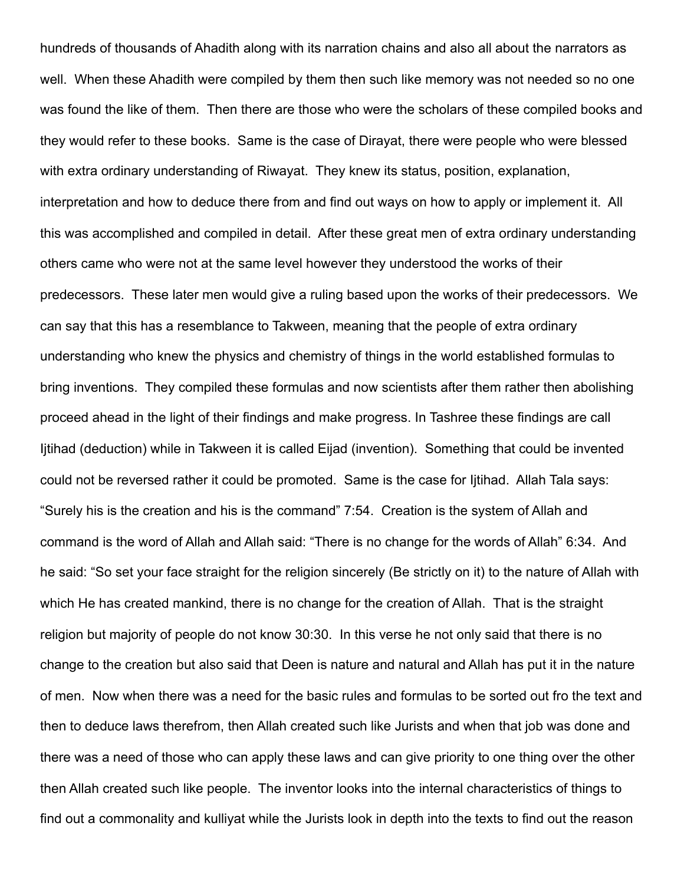hundreds of thousands of Ahadith along with its narration chains and also all about the narrators as well. When these Ahadith were compiled by them then such like memory was not needed so no one was found the like of them. Then there are those who were the scholars of these compiled books and they would refer to these books. Same is the case of Dirayat, there were people who were blessed with extra ordinary understanding of Riwayat. They knew its status, position, explanation, interpretation and how to deduce there from and find out ways on how to apply or implement it. All this was accomplished and compiled in detail. After these great men of extra ordinary understanding others came who were not at the same level however they understood the works of their predecessors. These later men would give a ruling based upon the works of their predecessors. We can say that this has a resemblance to Takween, meaning that the people of extra ordinary understanding who knew the physics and chemistry of things in the world established formulas to bring inventions. They compiled these formulas and now scientists after them rather then abolishing proceed ahead in the light of their findings and make progress. In Tashree these findings are call Ijtihad (deduction) while in Takween it is called Eijad (invention). Something that could be invented could not be reversed rather it could be promoted. Same is the case for Ijtihad. Allah Tala says: "Surely his is the creation and his is the command" 7:54. Creation is the system of Allah and command is the word of Allah and Allah said: "There is no change for the words of Allah" 6:34. And he said: "So set your face straight for the religion sincerely (Be strictly on it) to the nature of Allah with which He has created mankind, there is no change for the creation of Allah. That is the straight religion but majority of people do not know 30:30. In this verse he not only said that there is no change to the creation but also said that Deen is nature and natural and Allah has put it in the nature of men. Now when there was a need for the basic rules and formulas to be sorted out fro the text and then to deduce laws therefrom, then Allah created such like Jurists and when that job was done and there was a need of those who can apply these laws and can give priority to one thing over the other then Allah created such like people. The inventor looks into the internal characteristics of things to find out a commonality and kulliyat while the Jurists look in depth into the texts to find out the reason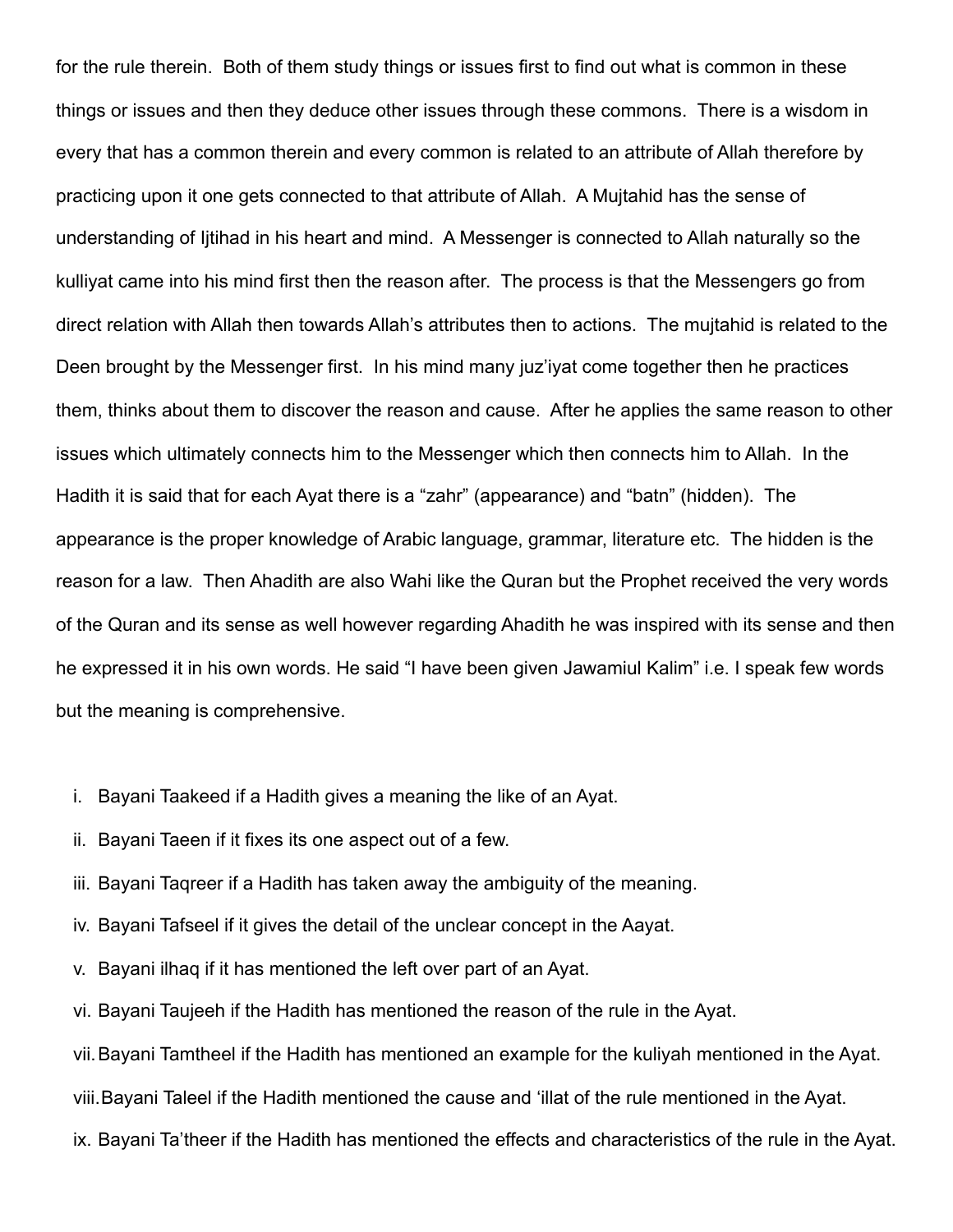for the rule therein. Both of them study things or issues first to find out what is common in these things or issues and then they deduce other issues through these commons. There is a wisdom in every that has a common therein and every common is related to an attribute of Allah therefore by practicing upon it one gets connected to that attribute of Allah. A Mujtahid has the sense of understanding of Ijtihad in his heart and mind. A Messenger is connected to Allah naturally so the kulliyat came into his mind first then the reason after. The process is that the Messengers go from direct relation with Allah then towards Allah's attributes then to actions. The mujtahid is related to the Deen brought by the Messenger first. In his mind many juz'iyat come together then he practices them, thinks about them to discover the reason and cause. After he applies the same reason to other issues which ultimately connects him to the Messenger which then connects him to Allah. In the Hadith it is said that for each Ayat there is a "zahr" (appearance) and "batn" (hidden). The appearance is the proper knowledge of Arabic language, grammar, literature etc. The hidden is the reason for a law. Then Ahadith are also Wahi like the Quran but the Prophet received the very words of the Quran and its sense as well however regarding Ahadith he was inspired with its sense and then he expressed it in his own words. He said "I have been given Jawamiul Kalim" i.e. I speak few words but the meaning is comprehensive.

i. Bayani Taakeed if a Hadith gives a meaning the like of an Ayat.
ii. Bayani Taeen if it fixes its one aspect out of a few.
iii. Bayani Taqreer if a Hadith has taken away the ambiguity of the meaning.
iv. Bayani Tafseel if it gives the detail of the unclear concept in the Aayat.
v. Bayani ilhaq if it has mentioned the left over part of an Ayat.
vi. Bayani Taujeeh if the Hadith has mentioned the reason of the rule in the Ayat.
vii. Bayani Tamtheel if the Hadith has mentioned an example for the kuliyah mentioned in the Ayat.
viii. Bayani Taleel if the Hadith mentioned the cause and 'illat of the rule mentioned in the Ayat.
ix. Bayani Ta'theer if the Hadith has mentioned the effects and characteristics of the rule in the Ayat.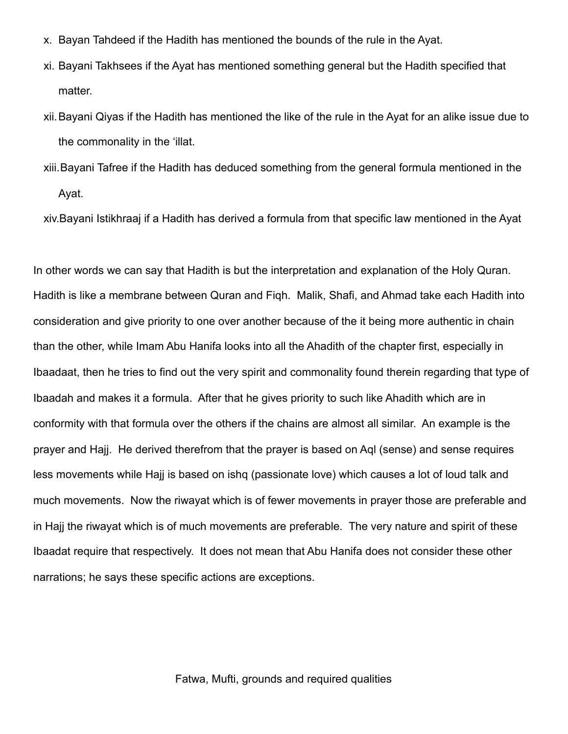x. Bayan Tahdeed if the Hadith has mentioned the bounds of the rule in the Ayat.
xi. Bayani Takhsees if the Ayat has mentioned something general but the Hadith specified that matter.
xii. Bayani Qiyas if the Hadith has mentioned the like of the rule in the Ayat for an alike issue due to the commonality in the 'illat.
xiii. Bayani Tafree if the Hadith has deduced something from the general formula mentioned in the Ayat.
xiv. Bayani Istikhraaj if a Hadith has derived a formula from that specific law mentioned in the Ayat

In other words we can say that Hadith is but the interpretation and explanation of the Holy Quran. Hadith is like a membrane between Quran and Fiqh. Malik, Shafi, and Ahmad take each Hadith into consideration and give priority to one over another because of the it being more authentic in chain than the other, while Imam Abu Hanifa looks into all the Ahadith of the chapter first, especially in Ibaadaat, then he tries to find out the very spirit and commonality found therein regarding that type of Ibaadah and makes it a formula. After that he gives priority to such like Ahadith which are in conformity with that formula over the others if the chains are almost all similar. An example is the prayer and Hajj. He derived therefrom that the prayer is based on Aql (sense) and sense requires less movements while Hajj is based on ishq (passionate love) which causes a lot of loud talk and much movements. Now the riwayat which is of fewer movements in prayer those are preferable and in Hajj the riwayat which is of much movements are preferable. The very nature and spirit of these Ibaadat require that respectively. It does not mean that Abu Hanifa does not consider these other narrations; he says these specific actions are exceptions.

## Fatwa, Mufti, grounds and required qualities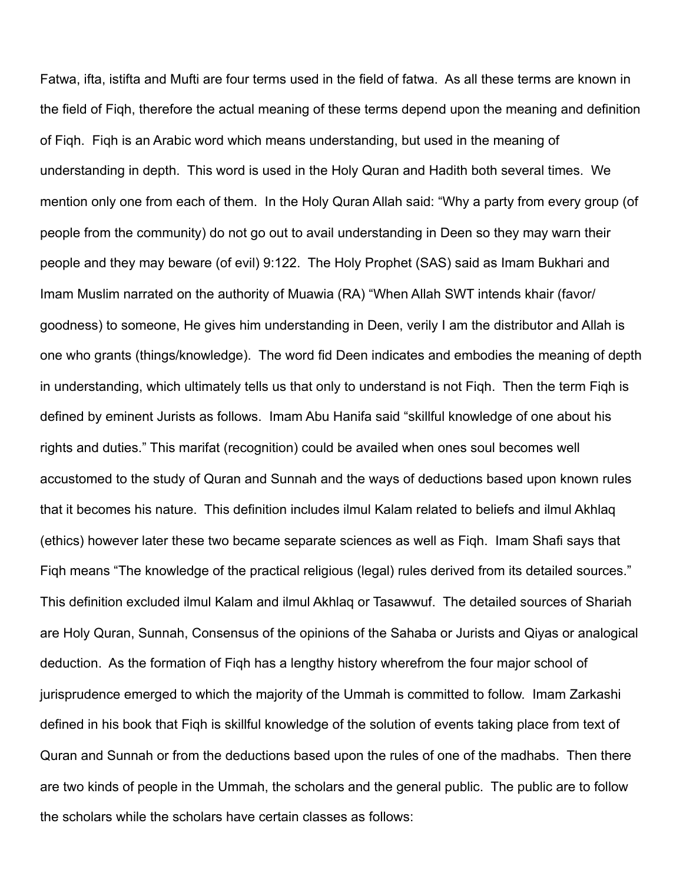Fatwa, ifta, istifta and Mufti are four terms used in the field of fatwa. As all these terms are known in the field of Fiqh, therefore the actual meaning of these terms depend upon the meaning and definition of Fiqh. Fiqh is an Arabic word which means understanding, but used in the meaning of understanding in depth. This word is used in the Holy Quran and Hadith both several times. We mention only one from each of them. In the Holy Quran Allah said: "Why a party from every group (of people from the community) do not go out to avail understanding in Deen so they may warn their people and they may beware (of evil) 9:122. The Holy Prophet (SAS) said as Imam Bukhari and Imam Muslim narrated on the authority of Muawia (RA) "When Allah SWT intends khair (favor/ goodness) to someone, He gives him understanding in Deen, verily I am the distributor and Allah is one who grants (things/knowledge). The word fid Deen indicates and embodies the meaning of depth in understanding, which ultimately tells us that only to understand is not Fiqh. Then the term Fiqh is defined by eminent Jurists as follows. Imam Abu Hanifa said "skillful knowledge of one about his rights and duties." This marifat (recognition) could be availed when ones soul becomes well accustomed to the study of Quran and Sunnah and the ways of deductions based upon known rules that it becomes his nature. This definition includes ilmul Kalam related to beliefs and ilmul Akhlaq (ethics) however later these two became separate sciences as well as Fiqh. Imam Shafi says that Fiqh means "The knowledge of the practical religious (legal) rules derived from its detailed sources." This definition excluded ilmul Kalam and ilmul Akhlaq or Tasawwuf. The detailed sources of Shariah are Holy Quran, Sunnah, Consensus of the opinions of the Sahaba or Jurists and Qiyas or analogical deduction. As the formation of Fiqh has a lengthy history wherefrom the four major school of jurisprudence emerged to which the majority of the Ummah is committed to follow. Imam Zarkashi defined in his book that Fiqh is skillful knowledge of the solution of events taking place from text of Quran and Sunnah or from the deductions based upon the rules of one of the madhabs. Then there are two kinds of people in the Ummah, the scholars and the general public. The public are to follow the scholars while the scholars have certain classes as follows: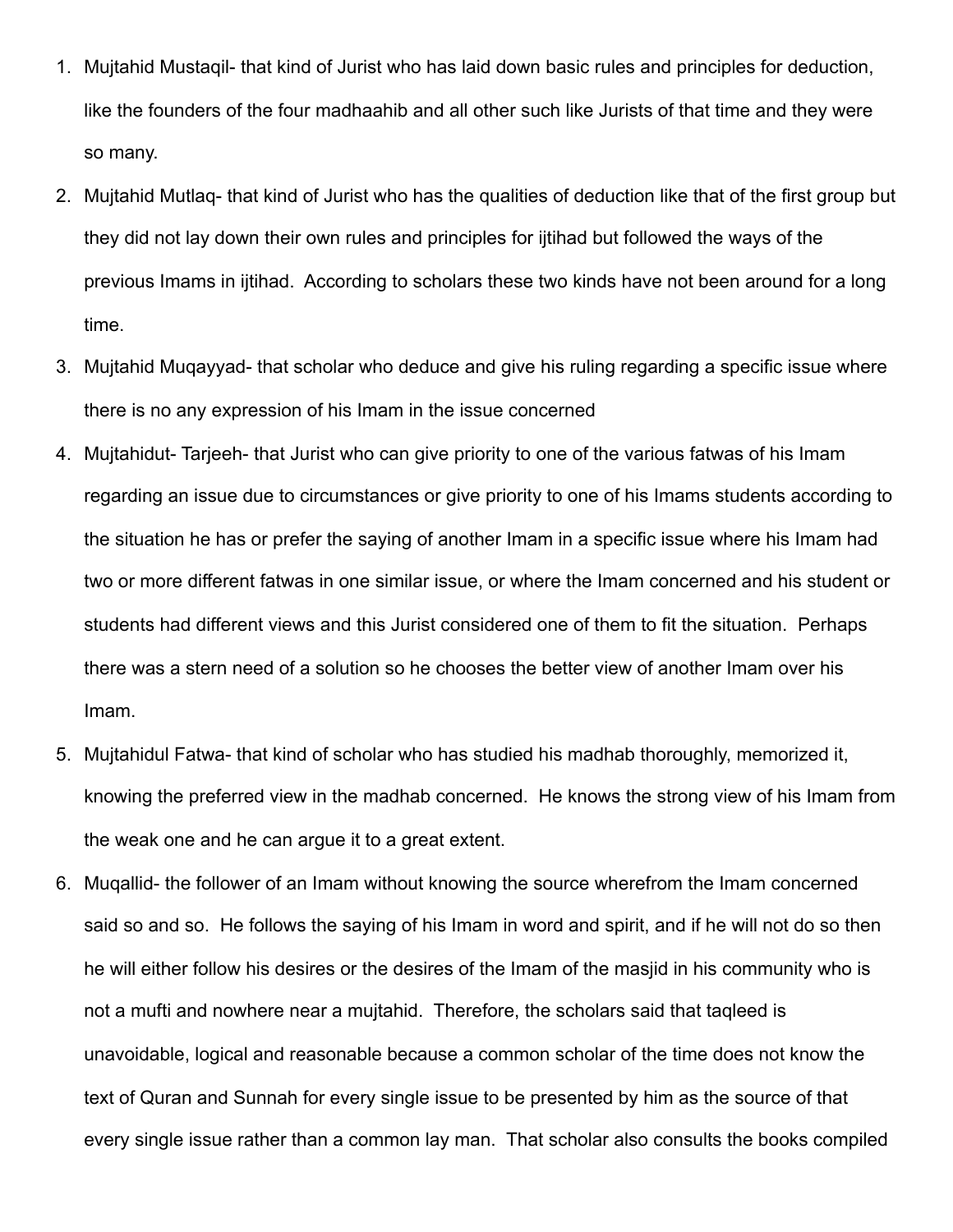1. Mujtahid Mustaqil- that kind of Jurist who has laid down basic rules and principles for deduction, like the founders of the four madhaahib and all other such like Jurists of that time and they were so many.
2. Mujtahid Mutlaq- that kind of Jurist who has the qualities of deduction like that of the first group but they did not lay down their own rules and principles for ijtihad but followed the ways of the previous Imams in ijtihad. According to scholars these two kinds have not been around for a long time.
3. Mujtahid Muqayyad- that scholar who deduce and give his ruling regarding a specific issue where there is no any expression of his Imam in the issue concerned
4. Mujtahidut- Tarjeeh- that Jurist who can give priority to one of the various fatwas of his Imam regarding an issue due to circumstances or give priority to one of his Imams students according to the situation he has or prefer the saying of another Imam in a specific issue where his Imam had two or more different fatwas in one similar issue, or where the Imam concerned and his student or students had different views and this Jurist considered one of them to fit the situation. Perhaps there was a stern need of a solution so he chooses the better view of another Imam over his Imam.
5. Mujtahidul Fatwa- that kind of scholar who has studied his madhab thoroughly, memorized it, knowing the preferred view in the madhab concerned. He knows the strong view of his Imam from the weak one and he can argue it to a great extent.
6. Muqallid- the follower of an Imam without knowing the source wherefrom the Imam concerned said so and so. He follows the saying of his Imam in word and spirit, and if he will not do so then he will either follow his desires or the desires of the Imam of the masjid in his community who is not a mufti and nowhere near a mujtahid. Therefore, the scholars said that taqleed is unavoidable, logical and reasonable because a common scholar of the time does not know the text of Quran and Sunnah for every single issue to be presented by him as the source of that every single issue rather than a common lay man. That scholar also consults the books compiled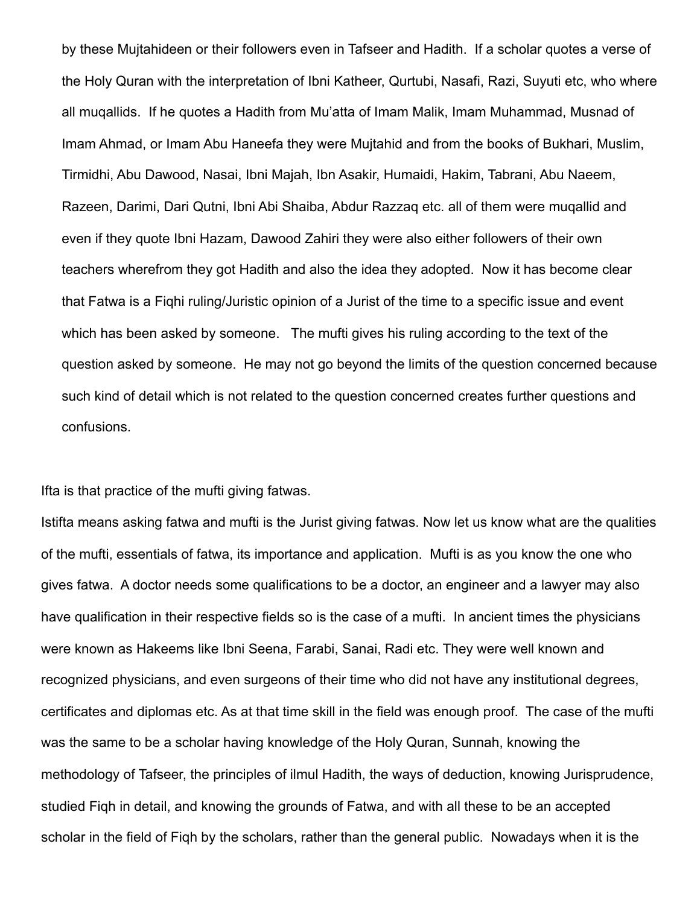by these Mujtahideen or their followers even in Tafseer and Hadith. If a scholar quotes a verse of the Holy Quran with the interpretation of Ibni Katheer, Qurtubi, Nasafi, Razi, Suyuti etc, who where all muqallids. If he quotes a Hadith from Mu'atta of Imam Malik, Imam Muhammad, Musnad of Imam Ahmad, or Imam Abu Haneefa they were Mujtahid and from the books of Bukhari, Muslim, Tirmidhi, Abu Dawood, Nasai, Ibni Majah, Ibn Asakir, Humaidi, Hakim, Tabrani, Abu Naeem, Razeen, Darimi, Dari Qutni, Ibni Abi Shaiba, Abdur Razzaq etc. all of them were muqallid and even if they quote Ibni Hazam, Dawood Zahiri they were also either followers of their own teachers wherefrom they got Hadith and also the idea they adopted. Now it has become clear that Fatwa is a Fiqhi ruling/Juristic opinion of a Jurist of the time to a specific issue and event which has been asked by someone. The mufti gives his ruling according to the text of the question asked by someone. He may not go beyond the limits of the question concerned because such kind of detail which is not related to the question concerned creates further questions and confusions.

Ifta is that practice of the mufti giving fatwas.

Istifta means asking fatwa and mufti is the Jurist giving fatwas. Now let us know what are the qualities of the mufti, essentials of fatwa, its importance and application. Mufti is as you know the one who gives fatwa. A doctor needs some qualifications to be a doctor, an engineer and a lawyer may also have qualification in their respective fields so is the case of a mufti. In ancient times the physicians were known as Hakeems like Ibni Seena, Farabi, Sanai, Radi etc. They were well known and recognized physicians, and even surgeons of their time who did not have any institutional degrees, certificates and diplomas etc. As at that time skill in the field was enough proof. The case of the mufti was the same to be a scholar having knowledge of the Holy Quran, Sunnah, knowing the methodology of Tafseer, the principles of ilmul Hadith, the ways of deduction, knowing Jurisprudence, studied Fiqh in detail, and knowing the grounds of Fatwa, and with all these to be an accepted scholar in the field of Fiqh by the scholars, rather than the general public. Nowadays when it is the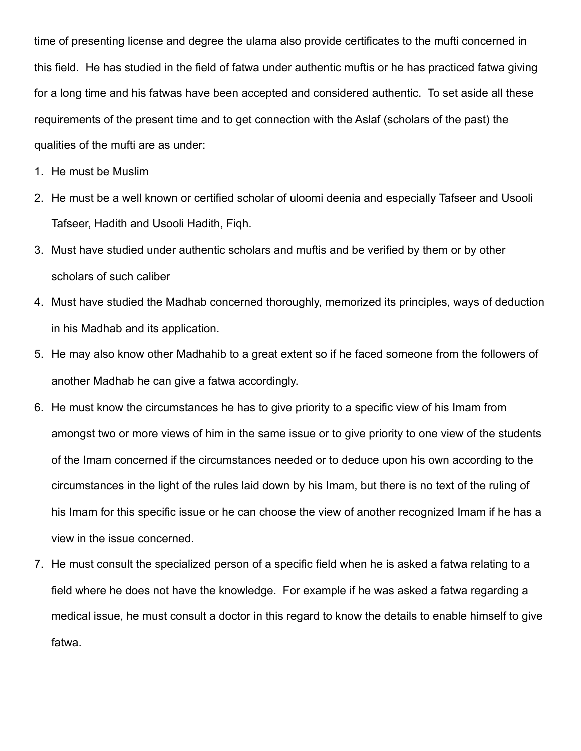time of presenting license and degree the ulama also provide certificates to the mufti concerned in this field. He has studied in the field of fatwa under authentic muftis or he has practiced fatwa giving for a long time and his fatwas have been accepted and considered authentic. To set aside all these requirements of the present time and to get connection with the Aslaf (scholars of the past) the qualities of the mufti are as under:

1. He must be Muslim
2. He must be a well known or certified scholar of uloomi deenia and especially Tafseer and Usooli Tafseer, Hadith and Usooli Hadith, Fiqh.
3. Must have studied under authentic scholars and muftis and be verified by them or by other scholars of such caliber
4. Must have studied the Madhab concerned thoroughly, memorized its principles, ways of deduction in his Madhab and its application.
5. He may also know other Madhahib to a great extent so if he faced someone from the followers of another Madhab he can give a fatwa accordingly.
6. He must know the circumstances he has to give priority to a specific view of his Imam from amongst two or more views of him in the same issue or to give priority to one view of the students of the Imam concerned if the circumstances needed or to deduce upon his own according to the circumstances in the light of the rules laid down by his Imam, but there is no text of the ruling of his Imam for this specific issue or he can choose the view of another recognized Imam if he has a view in the issue concerned.
7. He must consult the specialized person of a specific field when he is asked a fatwa relating to a field where he does not have the knowledge. For example if he was asked a fatwa regarding a medical issue, he must consult a doctor in this regard to know the details to enable himself to give fatwa.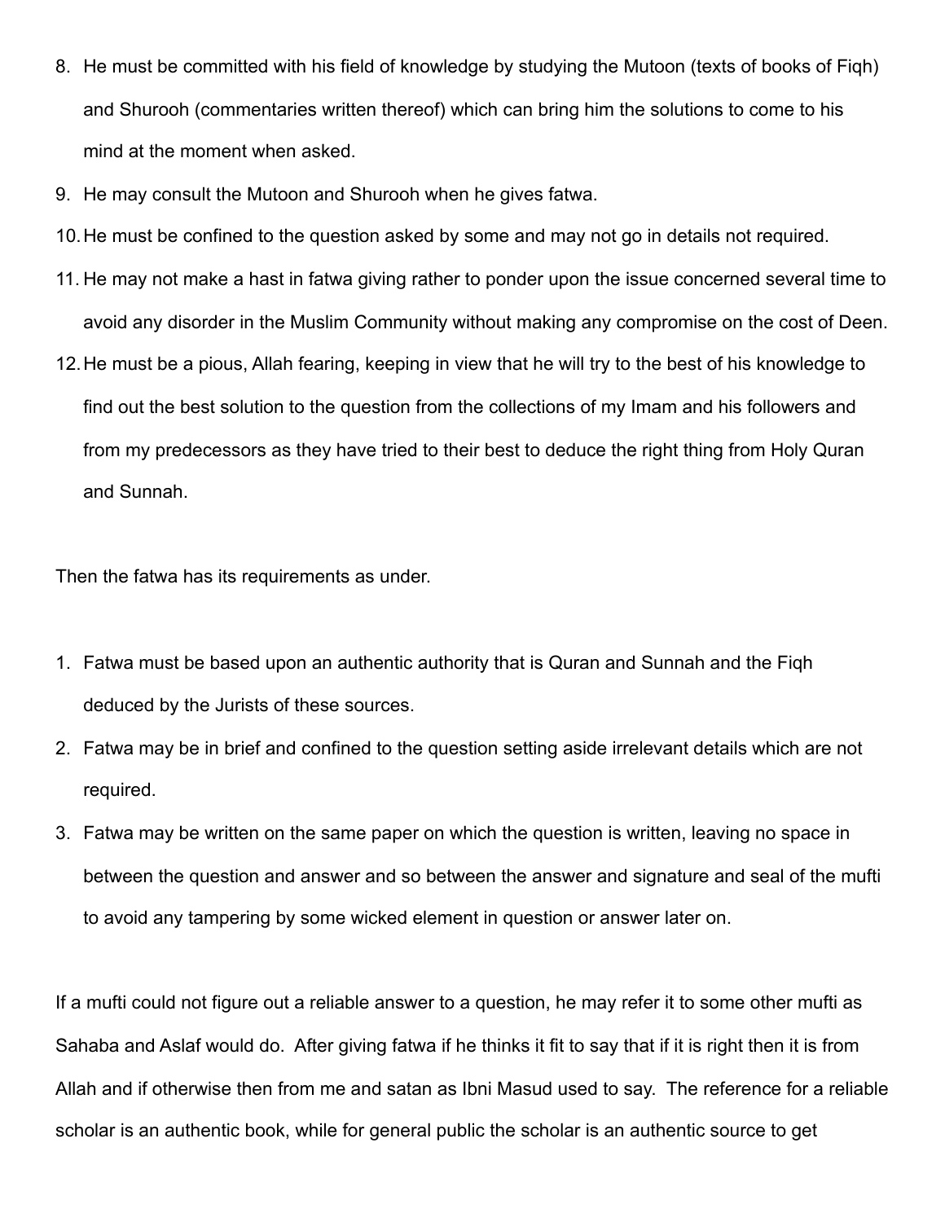8. He must be committed with his field of knowledge by studying the Mutoon (texts of books of Fiqh) and Shurooh (commentaries written thereof) which can bring him the solutions to come to his mind at the moment when asked.
9. He may consult the Mutoon and Shurooh when he gives fatwa.
10. He must be confined to the question asked by some and may not go in details not required.
11. He may not make a hast in fatwa giving rather to ponder upon the issue concerned several time to avoid any disorder in the Muslim Community without making any compromise on the cost of Deen.
12. He must be a pious, Allah fearing, keeping in view that he will try to the best of his knowledge to find out the best solution to the question from the collections of my Imam and his followers and from my predecessors as they have tried to their best to deduce the right thing from Holy Quran and Sunnah.

Then the fatwa has its requirements as under.

1. Fatwa must be based upon an authentic authority that is Quran and Sunnah and the Fiqh deduced by the Jurists of these sources.
2. Fatwa may be in brief and confined to the question setting aside irrelevant details which are not required.
3. Fatwa may be written on the same paper on which the question is written, leaving no space in between the question and answer and so between the answer and signature and seal of the mufti to avoid any tampering by some wicked element in question or answer later on.

If a mufti could not figure out a reliable answer to a question, he may refer it to some other mufti as Sahaba and Aslaf would do. After giving fatwa if he thinks it fit to say that if it is right then it is from Allah and if otherwise then from me and satan as Ibni Masud used to say. The reference for a reliable scholar is an authentic book, while for general public the scholar is an authentic source to get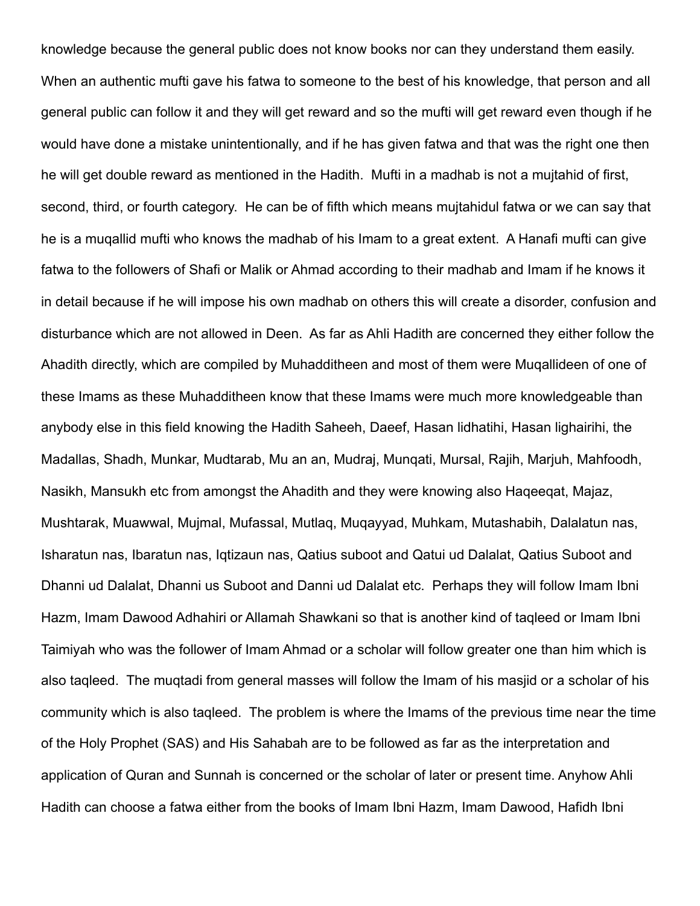knowledge because the general public does not know books nor can they understand them easily. When an authentic mufti gave his fatwa to someone to the best of his knowledge, that person and all general public can follow it and they will get reward and so the mufti will get reward even though if he would have done a mistake unintentionally, and if he has given fatwa and that was the right one then he will get double reward as mentioned in the Hadith.  Mufti in a madhab is not a mujtahid of first, second, third, or fourth category.  He can be of fifth which means mujtahidul fatwa or we can say that he is a muqallid mufti who knows the madhab of his Imam to a great extent.  A Hanafi mufti can give fatwa to the followers of Shafi or Malik or Ahmad according to their madhab and Imam if he knows it in detail because if he will impose his own madhab on others this will create a disorder, confusion and disturbance which are not allowed in Deen.  As far as Ahli Hadith are concerned they either follow the Ahadith directly, which are compiled by Muhadditheen and most of them were Muqallideen of one of these Imams as these Muhadditheen know that these Imams were much more knowledgeable than anybody else in this field knowing the Hadith Saheeh, Daeef, Hasan lidhatihi, Hasan lighairihi, the Madallas, Shadh, Munkar, Mudtarab, Mu an an, Mudraj, Munqati, Mursal, Rajih, Marjuh, Mahfoodh, Nasikh, Mansukh etc from amongst the Ahadith and they were knowing also Haqeeqat, Majaz, Mushtarak, Muawwal, Mujmal, Mufassal, Mutlaq, Muqayyad, Muhkam, Mutashabih, Dalalatun nas, Isharatun nas, Ibaratun nas, Iqtizaun nas, Qatius suboot and Qatui ud Dalalat, Qatius Suboot and Dhanni ud Dalalat, Dhanni us Suboot and Danni ud Dalalat etc.  Perhaps they will follow Imam Ibni Hazm, Imam Dawood Adhahiri or Allamah Shawkani so that is another kind of taqleed or Imam Ibni Taimiyah who was the follower of Imam Ahmad or a scholar will follow greater one than him which is also taqleed.  The muqtadi from general masses will follow the Imam of his masjid or a scholar of his community which is also taqleed.  The problem is where the Imams of the previous time near the time of the Holy Prophet (SAS) and His Sahabah are to be followed as far as the interpretation and application of Quran and Sunnah is concerned or the scholar of later or present time. Anyhow Ahli Hadith can choose a fatwa either from the books of Imam Ibni Hazm, Imam Dawood, Hafidh Ibni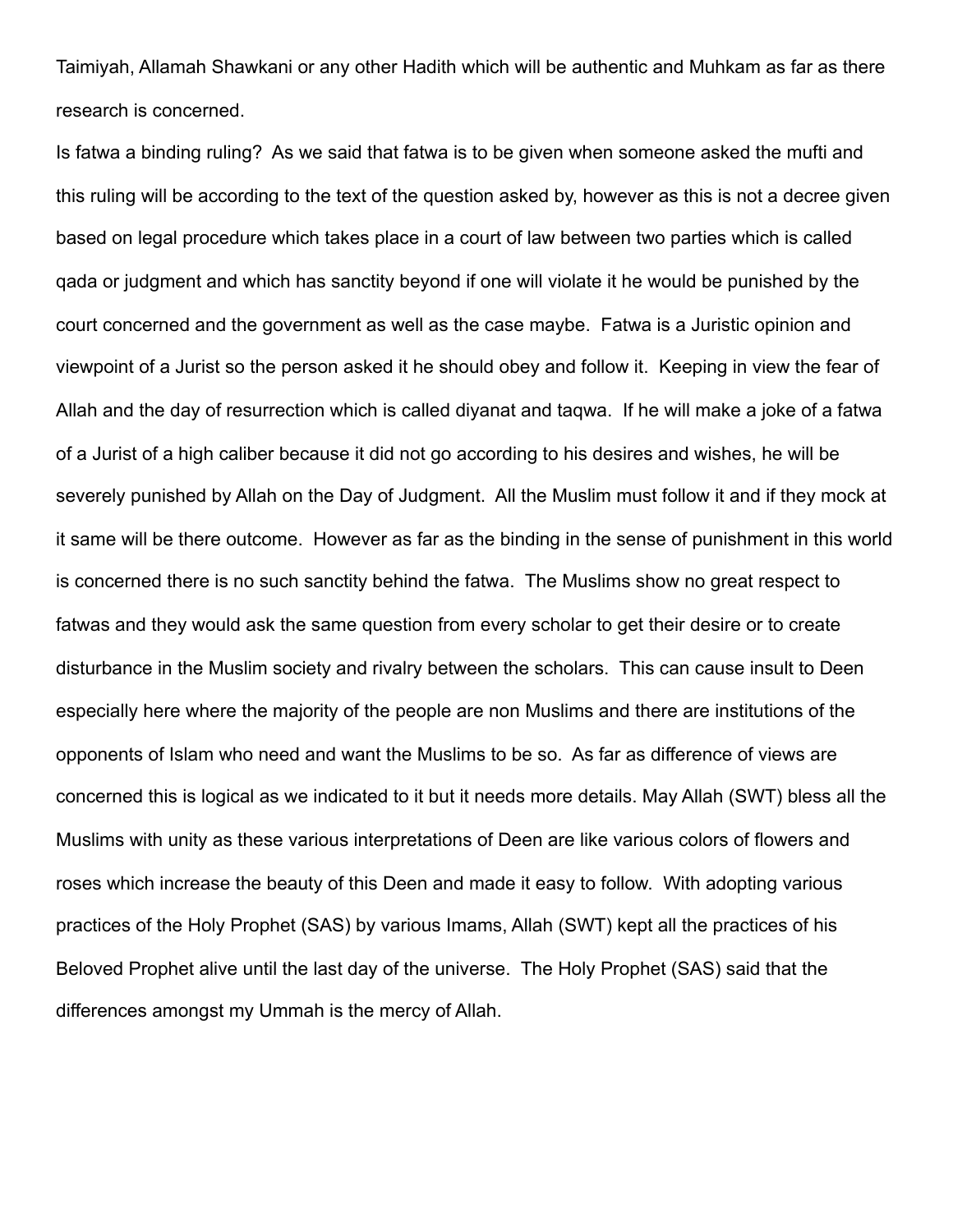Taimiyah, Allamah Shawkani or any other Hadith which will be authentic and Muhkam as far as there research is concerned.

Is fatwa a binding ruling? As we said that fatwa is to be given when someone asked the mufti and this ruling will be according to the text of the question asked by, however as this is not a decree given based on legal procedure which takes place in a court of law between two parties which is called qada or judgment and which has sanctity beyond if one will violate it he would be punished by the court concerned and the government as well as the case maybe. Fatwa is a Juristic opinion and viewpoint of a Jurist so the person asked it he should obey and follow it. Keeping in view the fear of Allah and the day of resurrection which is called diyanat and taqwa. If he will make a joke of a fatwa of a Jurist of a high caliber because it did not go according to his desires and wishes, he will be severely punished by Allah on the Day of Judgment. All the Muslim must follow it and if they mock at it same will be there outcome. However as far as the binding in the sense of punishment in this world is concerned there is no such sanctity behind the fatwa. The Muslims show no great respect to fatwas and they would ask the same question from every scholar to get their desire or to create disturbance in the Muslim society and rivalry between the scholars. This can cause insult to Deen especially here where the majority of the people are non Muslims and there are institutions of the opponents of Islam who need and want the Muslims to be so. As far as difference of views are concerned this is logical as we indicated to it but it needs more details. May Allah (SWT) bless all the Muslims with unity as these various interpretations of Deen are like various colors of flowers and roses which increase the beauty of this Deen and made it easy to follow. With adopting various practices of the Holy Prophet (SAS) by various Imams, Allah (SWT) kept all the practices of his Beloved Prophet alive until the last day of the universe. The Holy Prophet (SAS) said that the differences amongst my Ummah is the mercy of Allah.